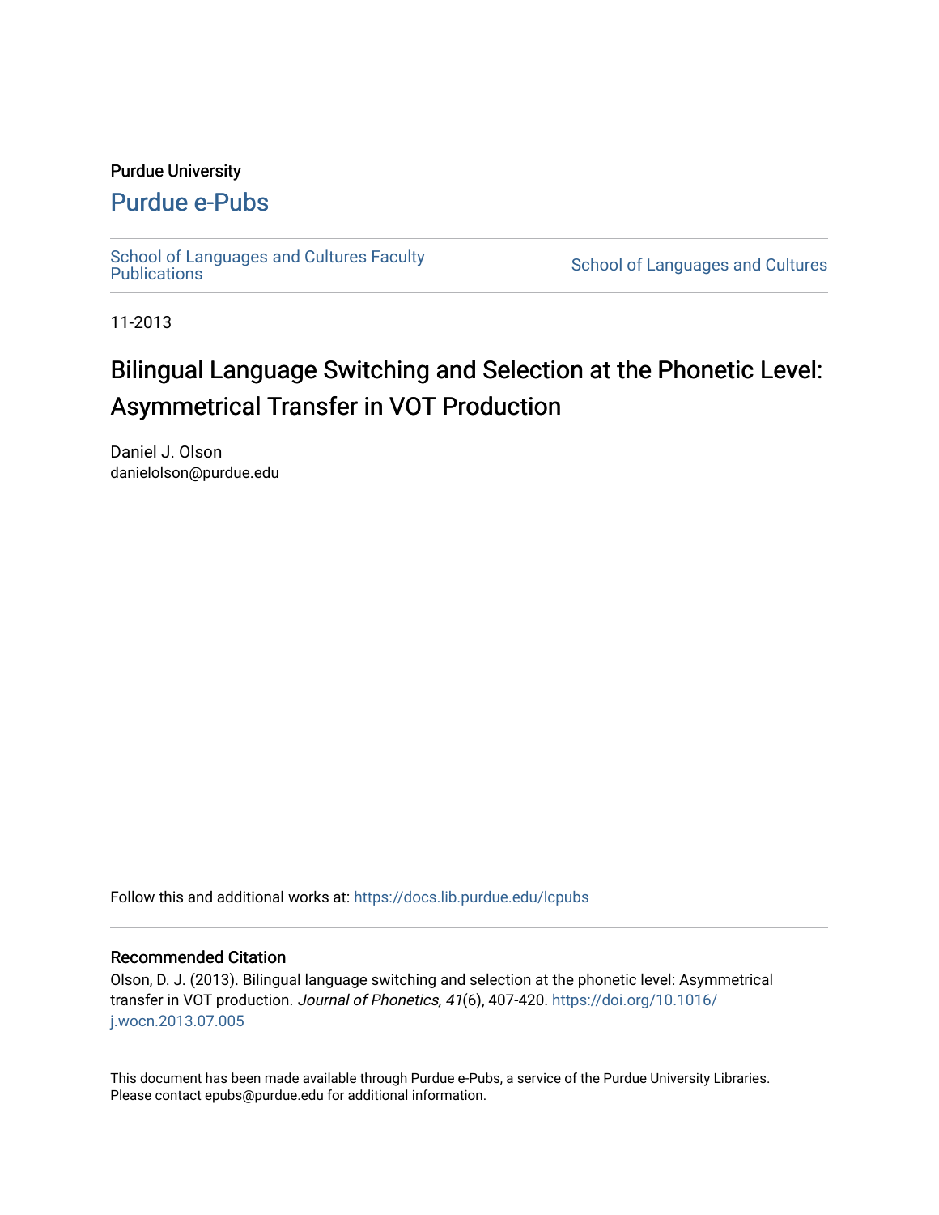Purdue University

# Purdue e-Pubs

School of Languages and Cultures Faculty Publications

School of Languages and Cultures

11-2013

# Bilingual Language Switching and Selection at the Phonetic Level: Asymmetrical Transfer in VOT Production

Daniel J. Olson
danielolson@purdue.edu

Follow this and additional works at: https://docs.lib.purdue.edu/lcpubs

## Recommended Citation

Olson, D. J. (2013). Bilingual language switching and selection at the phonetic level: Asymmetrical transfer in VOT production. *Journal of Phonetics, 41*(6), 407-420. https://doi.org/10.1016/j.wocn.2013.07.005

This document has been made available through Purdue e-Pubs, a service of the Purdue University Libraries. Please contact epubs@purdue.edu for additional information.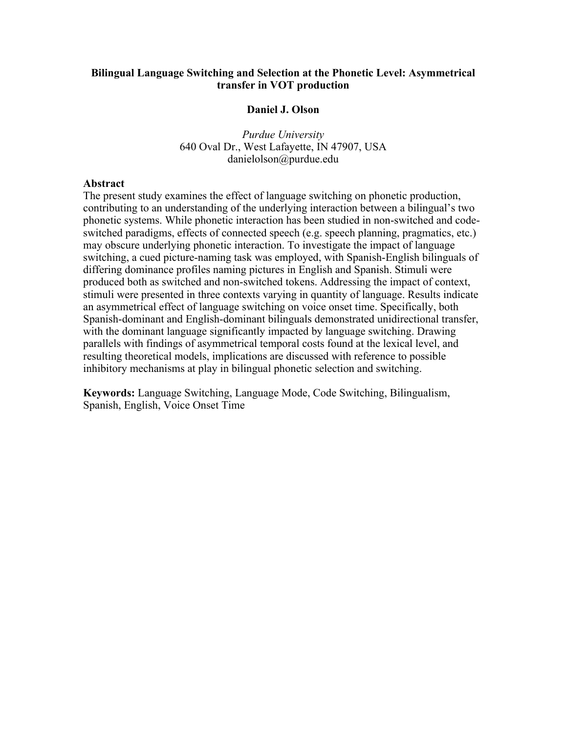**Bilingual Language Switching and Selection at the Phonetic Level: Asymmetrical transfer in VOT production**

**Daniel J. Olson**

*Purdue University*
640 Oval Dr., West Lafayette, IN 47907, USA
danielolson@purdue.edu

## Abstract

The present study examines the effect of language switching on phonetic production, contributing to an understanding of the underlying interaction between a bilingual's two phonetic systems. While phonetic interaction has been studied in non-switched and code-switched paradigms, effects of connected speech (e.g. speech planning, pragmatics, etc.) may obscure underlying phonetic interaction. To investigate the impact of language switching, a cued picture-naming task was employed, with Spanish-English bilinguals of differing dominance profiles naming pictures in English and Spanish. Stimuli were produced both as switched and non-switched tokens. Addressing the impact of context, stimuli were presented in three contexts varying in quantity of language. Results indicate an asymmetrical effect of language switching on voice onset time. Specifically, both Spanish-dominant and English-dominant bilinguals demonstrated unidirectional transfer, with the dominant language significantly impacted by language switching. Drawing parallels with findings of asymmetrical temporal costs found at the lexical level, and resulting theoretical models, implications are discussed with reference to possible inhibitory mechanisms at play in bilingual phonetic selection and switching.

**Keywords:** Language Switching, Language Mode, Code Switching, Bilingualism, Spanish, English, Voice Onset Time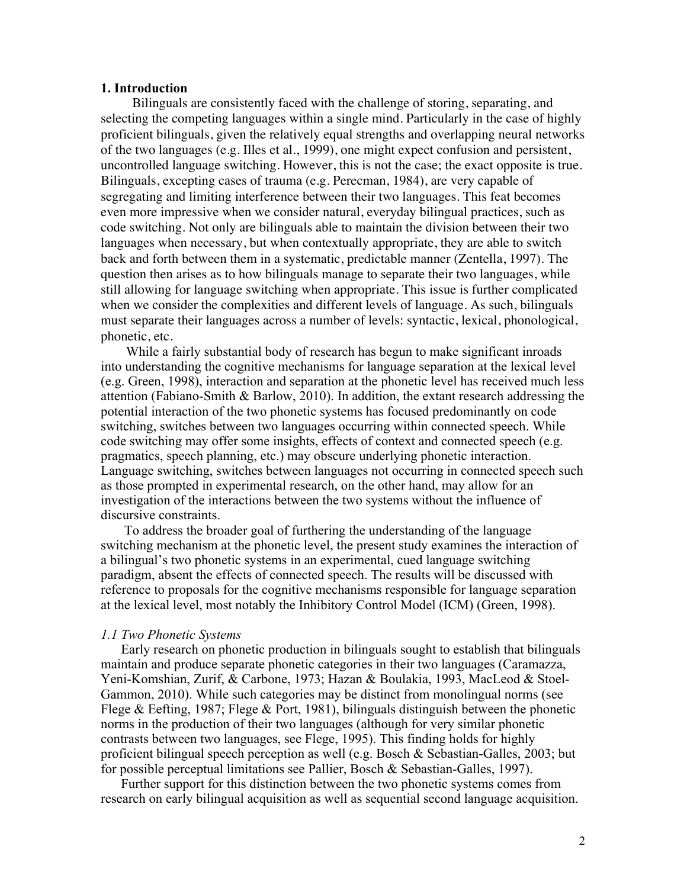## 1. Introduction

Bilinguals are consistently faced with the challenge of storing, separating, and selecting the competing languages within a single mind. Particularly in the case of highly proficient bilinguals, given the relatively equal strengths and overlapping neural networks of the two languages (e.g. Illes et al., 1999), one might expect confusion and persistent, uncontrolled language switching. However, this is not the case; the exact opposite is true. Bilinguals, excepting cases of trauma (e.g. Perecman, 1984), are very capable of segregating and limiting interference between their two languages. This feat becomes even more impressive when we consider natural, everyday bilingual practices, such as code switching. Not only are bilinguals able to maintain the division between their two languages when necessary, but when contextually appropriate, they are able to switch back and forth between them in a systematic, predictable manner (Zentella, 1997). The question then arises as to how bilinguals manage to separate their two languages, while still allowing for language switching when appropriate. This issue is further complicated when we consider the complexities and different levels of language. As such, bilinguals must separate their languages across a number of levels: syntactic, lexical, phonological, phonetic, etc.

While a fairly substantial body of research has begun to make significant inroads into understanding the cognitive mechanisms for language separation at the lexical level (e.g. Green, 1998), interaction and separation at the phonetic level has received much less attention (Fabiano-Smith & Barlow, 2010). In addition, the extant research addressing the potential interaction of the two phonetic systems has focused predominantly on code switching, switches between two languages occurring within connected speech. While code switching may offer some insights, effects of context and connected speech (e.g. pragmatics, speech planning, etc.) may obscure underlying phonetic interaction. Language switching, switches between languages not occurring in connected speech such as those prompted in experimental research, on the other hand, may allow for an investigation of the interactions between the two systems without the influence of discursive constraints.

To address the broader goal of furthering the understanding of the language switching mechanism at the phonetic level, the present study examines the interaction of a bilingual's two phonetic systems in an experimental, cued language switching paradigm, absent the effects of connected speech. The results will be discussed with reference to proposals for the cognitive mechanisms responsible for language separation at the lexical level, most notably the Inhibitory Control Model (ICM) (Green, 1998).

### *1.1 Two Phonetic Systems*

Early research on phonetic production in bilinguals sought to establish that bilinguals maintain and produce separate phonetic categories in their two languages (Caramazza, Yeni-Komshian, Zurif, & Carbone, 1973; Hazan & Boulakia, 1993, MacLeod & Stoel-Gammon, 2010). While such categories may be distinct from monolingual norms (see Flege & Eefting, 1987; Flege & Port, 1981), bilinguals distinguish between the phonetic norms in the production of their two languages (although for very similar phonetic contrasts between two languages, see Flege, 1995). This finding holds for highly proficient bilingual speech perception as well (e.g. Bosch & Sebastian-Galles, 2003; but for possible perceptual limitations see Pallier, Bosch & Sebastian-Galles, 1997).

Further support for this distinction between the two phonetic systems comes from research on early bilingual acquisition as well as sequential second language acquisition.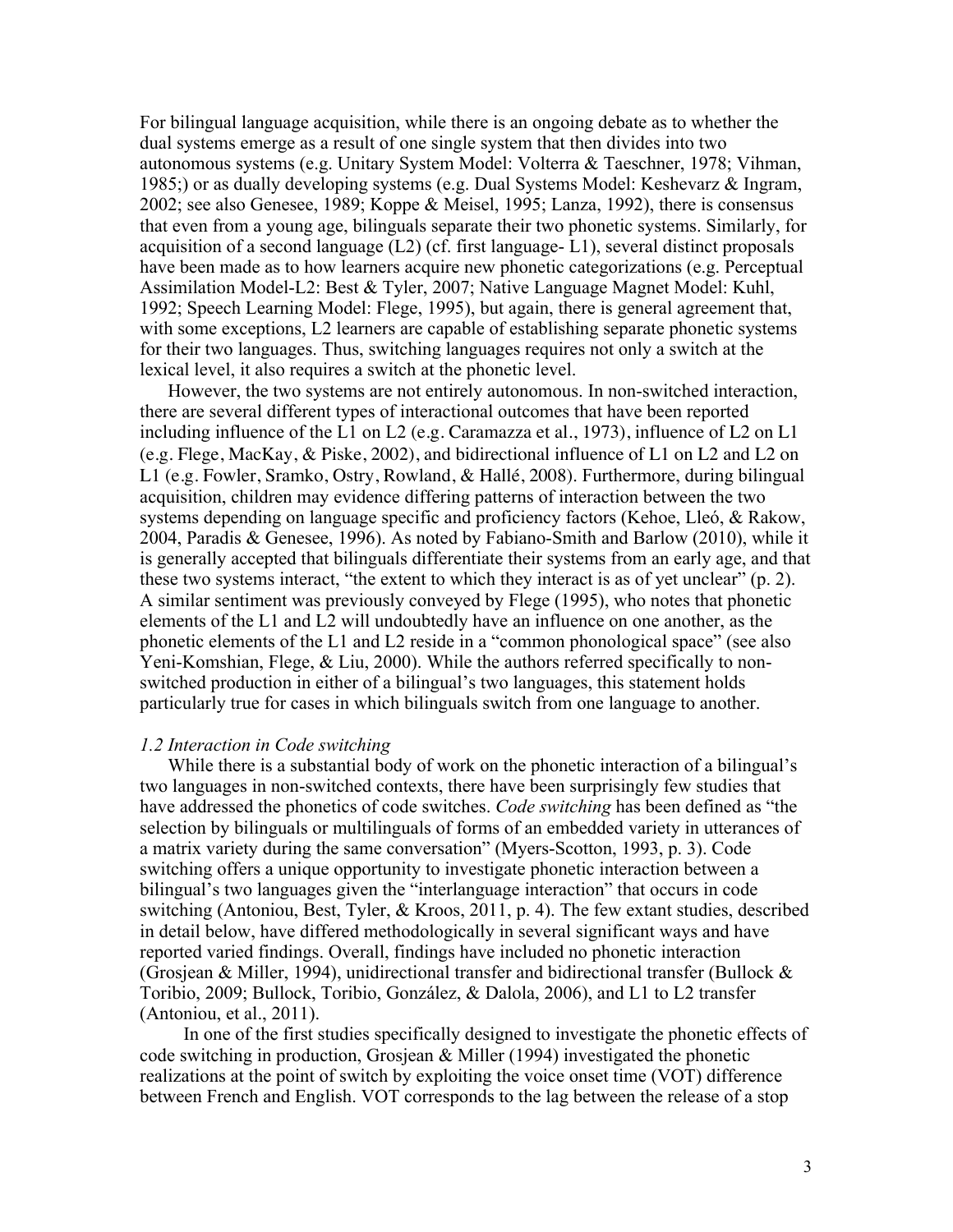For bilingual language acquisition, while there is an ongoing debate as to whether the dual systems emerge as a result of one single system that then divides into two autonomous systems (e.g. Unitary System Model: Volterra & Taeschner, 1978; Vihman, 1985;) or as dually developing systems (e.g. Dual Systems Model: Keshevarz & Ingram, 2002; see also Genesee, 1989; Koppe & Meisel, 1995; Lanza, 1992), there is consensus that even from a young age, bilinguals separate their two phonetic systems. Similarly, for acquisition of a second language (L2) (cf. first language- L1), several distinct proposals have been made as to how learners acquire new phonetic categorizations (e.g. Perceptual Assimilation Model-L2: Best & Tyler, 2007; Native Language Magnet Model: Kuhl, 1992; Speech Learning Model: Flege, 1995), but again, there is general agreement that, with some exceptions, L2 learners are capable of establishing separate phonetic systems for their two languages. Thus, switching languages requires not only a switch at the lexical level, it also requires a switch at the phonetic level.

However, the two systems are not entirely autonomous. In non-switched interaction, there are several different types of interactional outcomes that have been reported including influence of the L1 on L2 (e.g. Caramazza et al., 1973), influence of L2 on L1 (e.g. Flege, MacKay, & Piske, 2002), and bidirectional influence of L1 on L2 and L2 on L1 (e.g. Fowler, Sramko, Ostry, Rowland, & Hallé, 2008). Furthermore, during bilingual acquisition, children may evidence differing patterns of interaction between the two systems depending on language specific and proficiency factors (Kehoe, Lleó, & Rakow, 2004, Paradis & Genesee, 1996). As noted by Fabiano-Smith and Barlow (2010), while it is generally accepted that bilinguals differentiate their systems from an early age, and that these two systems interact, "the extent to which they interact is as of yet unclear" (p. 2). A similar sentiment was previously conveyed by Flege (1995), who notes that phonetic elements of the L1 and L2 will undoubtedly have an influence on one another, as the phonetic elements of the L1 and L2 reside in a "common phonological space" (see also Yeni-Komshian, Flege, & Liu, 2000). While the authors referred specifically to non-switched production in either of a bilingual's two languages, this statement holds particularly true for cases in which bilinguals switch from one language to another.

### *1.2 Interaction in Code switching*

While there is a substantial body of work on the phonetic interaction of a bilingual's two languages in non-switched contexts, there have been surprisingly few studies that have addressed the phonetics of code switches. *Code switching* has been defined as "the selection by bilinguals or multilinguals of forms of an embedded variety in utterances of a matrix variety during the same conversation" (Myers-Scotton, 1993, p. 3). Code switching offers a unique opportunity to investigate phonetic interaction between a bilingual's two languages given the "interlanguage interaction" that occurs in code switching (Antoniou, Best, Tyler, & Kroos, 2011, p. 4). The few extant studies, described in detail below, have differed methodologically in several significant ways and have reported varied findings. Overall, findings have included no phonetic interaction (Grosjean & Miller, 1994), unidirectional transfer and bidirectional transfer (Bullock & Toribio, 2009; Bullock, Toribio, González, & Dalola, 2006), and L1 to L2 transfer (Antoniou, et al., 2011).

In one of the first studies specifically designed to investigate the phonetic effects of code switching in production, Grosjean & Miller (1994) investigated the phonetic realizations at the point of switch by exploiting the voice onset time (VOT) difference between French and English. VOT corresponds to the lag between the release of a stop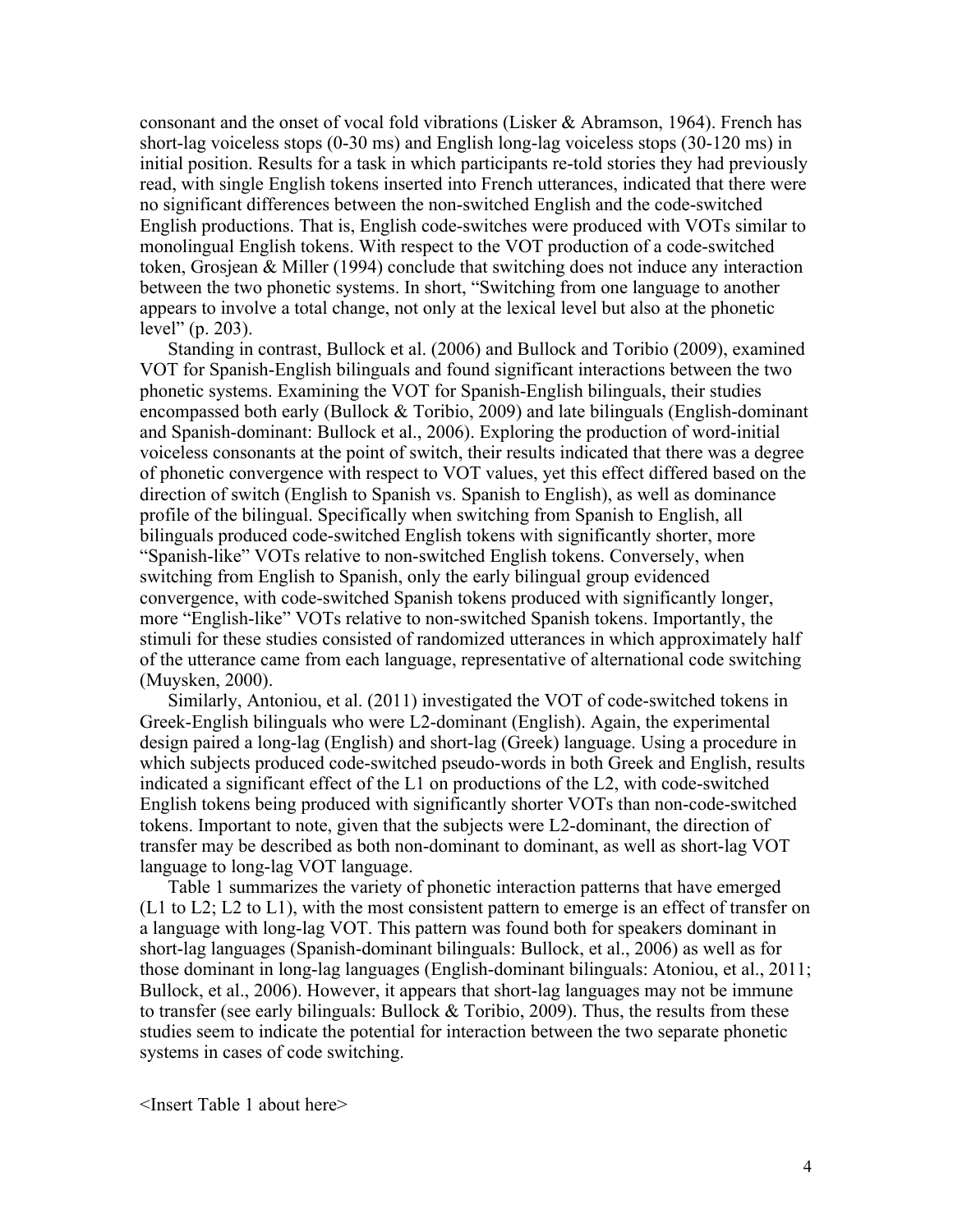consonant and the onset of vocal fold vibrations (Lisker & Abramson, 1964). French has short-lag voiceless stops (0-30 ms) and English long-lag voiceless stops (30-120 ms) in initial position. Results for a task in which participants re-told stories they had previously read, with single English tokens inserted into French utterances, indicated that there were no significant differences between the non-switched English and the code-switched English productions. That is, English code-switches were produced with VOTs similar to monolingual English tokens. With respect to the VOT production of a code-switched token, Grosjean & Miller (1994) conclude that switching does not induce any interaction between the two phonetic systems. In short, "Switching from one language to another appears to involve a total change, not only at the lexical level but also at the phonetic level" (p. 203).

Standing in contrast, Bullock et al. (2006) and Bullock and Toribio (2009), examined VOT for Spanish-English bilinguals and found significant interactions between the two phonetic systems. Examining the VOT for Spanish-English bilinguals, their studies encompassed both early (Bullock & Toribio, 2009) and late bilinguals (English-dominant and Spanish-dominant: Bullock et al., 2006). Exploring the production of word-initial voiceless consonants at the point of switch, their results indicated that there was a degree of phonetic convergence with respect to VOT values, yet this effect differed based on the direction of switch (English to Spanish vs. Spanish to English), as well as dominance profile of the bilingual. Specifically when switching from Spanish to English, all bilinguals produced code-switched English tokens with significantly shorter, more "Spanish-like" VOTs relative to non-switched English tokens. Conversely, when switching from English to Spanish, only the early bilingual group evidenced convergence, with code-switched Spanish tokens produced with significantly longer, more "English-like" VOTs relative to non-switched Spanish tokens. Importantly, the stimuli for these studies consisted of randomized utterances in which approximately half of the utterance came from each language, representative of alternational code switching (Muysken, 2000).

Similarly, Antoniou, et al. (2011) investigated the VOT of code-switched tokens in Greek-English bilinguals who were L2-dominant (English). Again, the experimental design paired a long-lag (English) and short-lag (Greek) language. Using a procedure in which subjects produced code-switched pseudo-words in both Greek and English, results indicated a significant effect of the L1 on productions of the L2, with code-switched English tokens being produced with significantly shorter VOTs than non-code-switched tokens. Important to note, given that the subjects were L2-dominant, the direction of transfer may be described as both non-dominant to dominant, as well as short-lag VOT language to long-lag VOT language.

Table 1 summarizes the variety of phonetic interaction patterns that have emerged (L1 to L2; L2 to L1), with the most consistent pattern to emerge is an effect of transfer on a language with long-lag VOT. This pattern was found both for speakers dominant in short-lag languages (Spanish-dominant bilinguals: Bullock, et al., 2006) as well as for those dominant in long-lag languages (English-dominant bilinguals: Atoniou, et al., 2011; Bullock, et al., 2006). However, it appears that short-lag languages may not be immune to transfer (see early bilinguals: Bullock & Toribio, 2009). Thus, the results from these studies seem to indicate the potential for interaction between the two separate phonetic systems in cases of code switching.

<Insert Table 1 about here>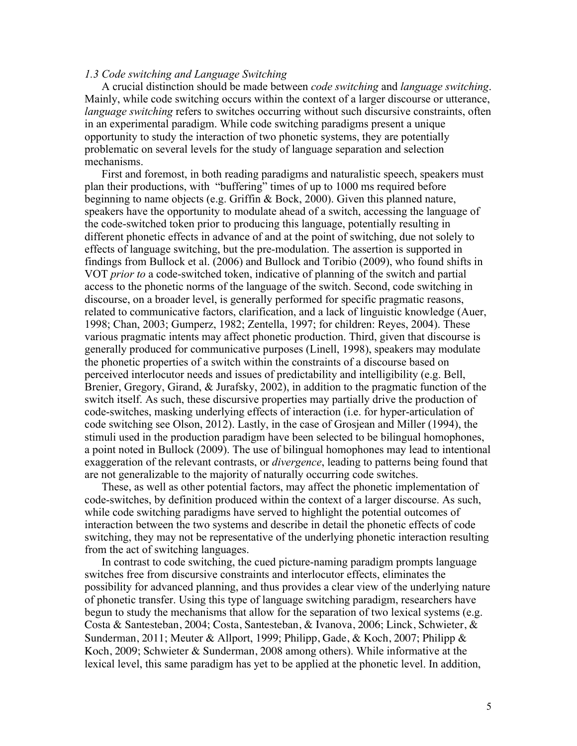*1.3 Code switching and Language Switching*

A crucial distinction should be made between *code switching* and *language switching*. Mainly, while code switching occurs within the context of a larger discourse or utterance, *language switching* refers to switches occurring without such discursive constraints, often in an experimental paradigm. While code switching paradigms present a unique opportunity to study the interaction of two phonetic systems, they are potentially problematic on several levels for the study of language separation and selection mechanisms.

First and foremost, in both reading paradigms and naturalistic speech, speakers must plan their productions, with "buffering" times of up to 1000 ms required before beginning to name objects (e.g. Griffin & Bock, 2000). Given this planned nature, speakers have the opportunity to modulate ahead of a switch, accessing the language of the code-switched token prior to producing this language, potentially resulting in different phonetic effects in advance of and at the point of switching, due not solely to effects of language switching, but the pre-modulation. The assertion is supported in findings from Bullock et al. (2006) and Bullock and Toribio (2009), who found shifts in VOT *prior to* a code-switched token, indicative of planning of the switch and partial access to the phonetic norms of the language of the switch. Second, code switching in discourse, on a broader level, is generally performed for specific pragmatic reasons, related to communicative factors, clarification, and a lack of linguistic knowledge (Auer, 1998; Chan, 2003; Gumperz, 1982; Zentella, 1997; for children: Reyes, 2004). These various pragmatic intents may affect phonetic production. Third, given that discourse is generally produced for communicative purposes (Linell, 1998), speakers may modulate the phonetic properties of a switch within the constraints of a discourse based on perceived interlocutor needs and issues of predictability and intelligibility (e.g. Bell, Brenier, Gregory, Girand, & Jurafsky, 2002), in addition to the pragmatic function of the switch itself. As such, these discursive properties may partially drive the production of code-switches, masking underlying effects of interaction (i.e. for hyper-articulation of code switching see Olson, 2012). Lastly, in the case of Grosjean and Miller (1994), the stimuli used in the production paradigm have been selected to be bilingual homophones, a point noted in Bullock (2009). The use of bilingual homophones may lead to intentional exaggeration of the relevant contrasts, or *divergence*, leading to patterns being found that are not generalizable to the majority of naturally occurring code switches.

These, as well as other potential factors, may affect the phonetic implementation of code-switches, by definition produced within the context of a larger discourse. As such, while code switching paradigms have served to highlight the potential outcomes of interaction between the two systems and describe in detail the phonetic effects of code switching, they may not be representative of the underlying phonetic interaction resulting from the act of switching languages.

In contrast to code switching, the cued picture-naming paradigm prompts language switches free from discursive constraints and interlocutor effects, eliminates the possibility for advanced planning, and thus provides a clear view of the underlying nature of phonetic transfer. Using this type of language switching paradigm, researchers have begun to study the mechanisms that allow for the separation of two lexical systems (e.g. Costa & Santesteban, 2004; Costa, Santesteban, & Ivanova, 2006; Linck, Schwieter, & Sunderman, 2011; Meuter & Allport, 1999; Philipp, Gade, & Koch, 2007; Philipp & Koch, 2009; Schwieter & Sunderman, 2008 among others). While informative at the lexical level, this same paradigm has yet to be applied at the phonetic level. In addition,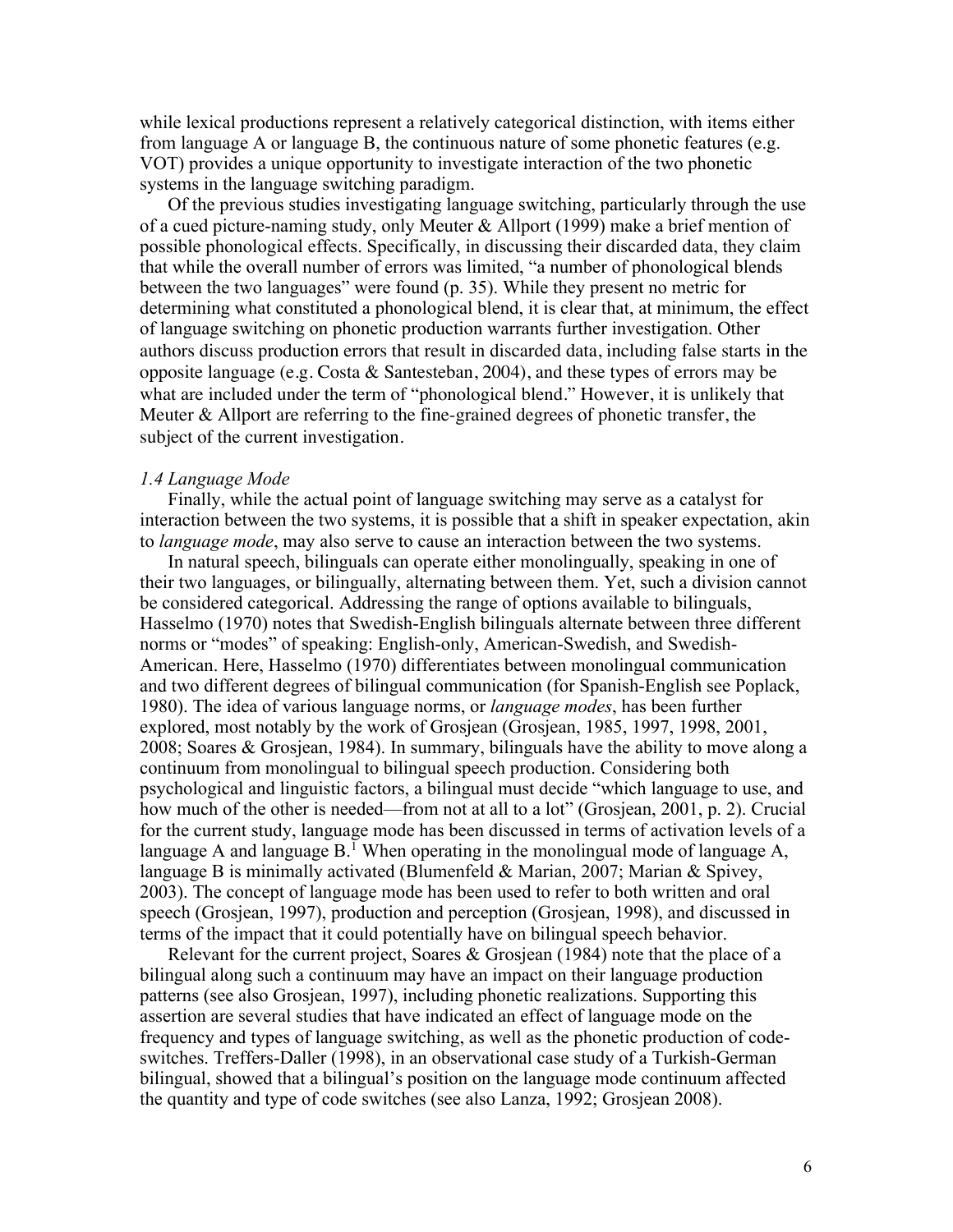while lexical productions represent a relatively categorical distinction, with items either from language A or language B, the continuous nature of some phonetic features (e.g. VOT) provides a unique opportunity to investigate interaction of the two phonetic systems in the language switching paradigm.

Of the previous studies investigating language switching, particularly through the use of a cued picture-naming study, only Meuter & Allport (1999) make a brief mention of possible phonological effects. Specifically, in discussing their discarded data, they claim that while the overall number of errors was limited, "a number of phonological blends between the two languages" were found (p. 35). While they present no metric for determining what constituted a phonological blend, it is clear that, at minimum, the effect of language switching on phonetic production warrants further investigation. Other authors discuss production errors that result in discarded data, including false starts in the opposite language (e.g. Costa & Santesteban, 2004), and these types of errors may be what are included under the term of "phonological blend." However, it is unlikely that Meuter & Allport are referring to the fine-grained degrees of phonetic transfer, the subject of the current investigation.

### *1.4 Language Mode*

Finally, while the actual point of language switching may serve as a catalyst for interaction between the two systems, it is possible that a shift in speaker expectation, akin to *language mode*, may also serve to cause an interaction between the two systems.

In natural speech, bilinguals can operate either monolingually, speaking in one of their two languages, or bilingually, alternating between them. Yet, such a division cannot be considered categorical. Addressing the range of options available to bilinguals, Hasselmo (1970) notes that Swedish-English bilinguals alternate between three different norms or "modes" of speaking: English-only, American-Swedish, and Swedish-American. Here, Hasselmo (1970) differentiates between monolingual communication and two different degrees of bilingual communication (for Spanish-English see Poplack, 1980). The idea of various language norms, or *language modes*, has been further explored, most notably by the work of Grosjean (Grosjean, 1985, 1997, 1998, 2001, 2008; Soares & Grosjean, 1984). In summary, bilinguals have the ability to move along a continuum from monolingual to bilingual speech production. Considering both psychological and linguistic factors, a bilingual must decide "which language to use, and how much of the other is needed—from not at all to a lot" (Grosjean, 2001, p. 2). Crucial for the current study, language mode has been discussed in terms of activation levels of a language A and language B.[1] When operating in the monolingual mode of language A, language B is minimally activated (Blumenfeld & Marian, 2007; Marian & Spivey, 2003). The concept of language mode has been used to refer to both written and oral speech (Grosjean, 1997), production and perception (Grosjean, 1998), and discussed in terms of the impact that it could potentially have on bilingual speech behavior.

Relevant for the current project, Soares & Grosjean (1984) note that the place of a bilingual along such a continuum may have an impact on their language production patterns (see also Grosjean, 1997), including phonetic realizations. Supporting this assertion are several studies that have indicated an effect of language mode on the frequency and types of language switching, as well as the phonetic production of code-switches. Treffers-Daller (1998), in an observational case study of a Turkish-German bilingual, showed that a bilingual's position on the language mode continuum affected the quantity and type of code switches (see also Lanza, 1992; Grosjean 2008).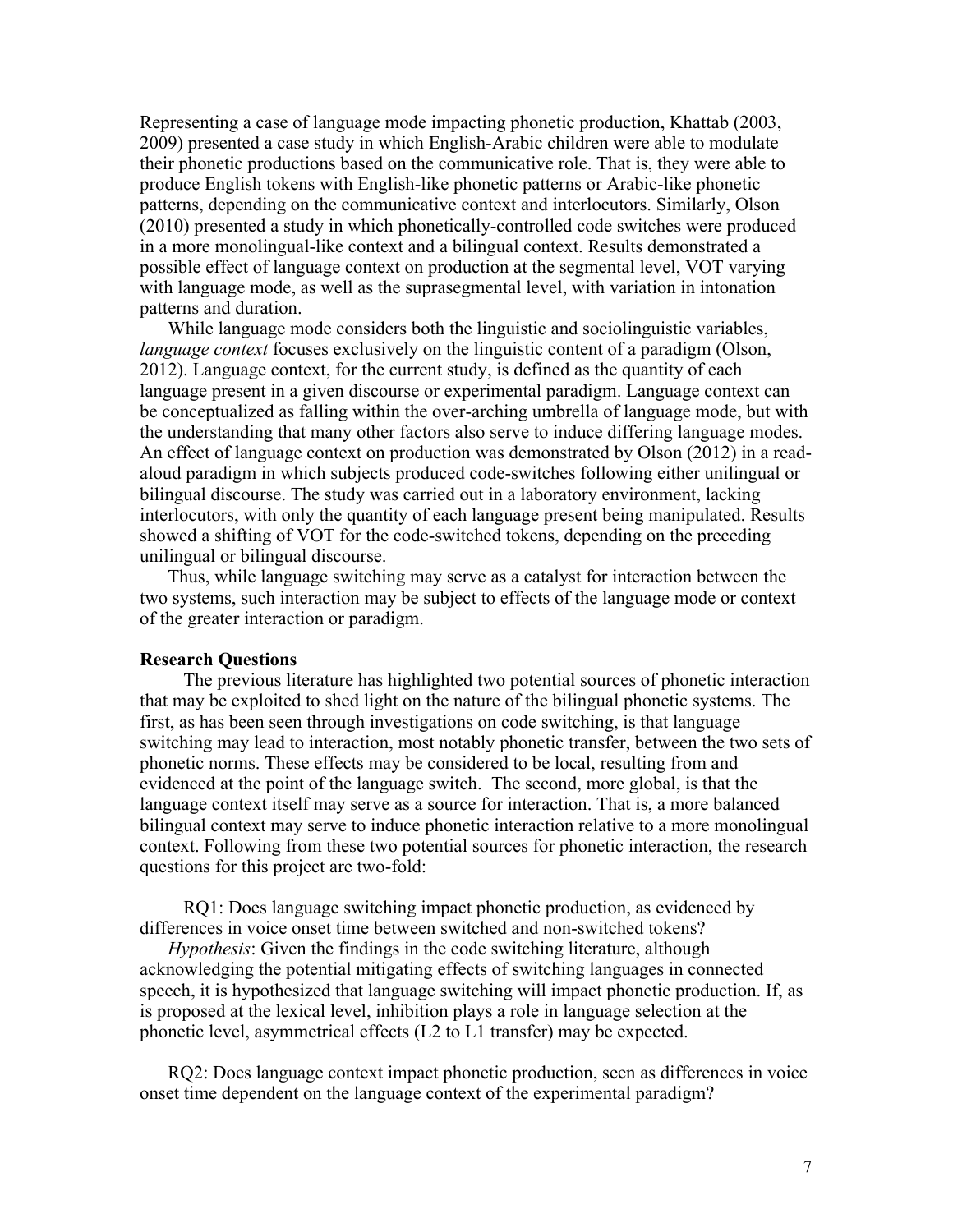Representing a case of language mode impacting phonetic production, Khattab (2003, 2009) presented a case study in which English-Arabic children were able to modulate their phonetic productions based on the communicative role. That is, they were able to produce English tokens with English-like phonetic patterns or Arabic-like phonetic patterns, depending on the communicative context and interlocutors. Similarly, Olson (2010) presented a study in which phonetically-controlled code switches were produced in a more monolingual-like context and a bilingual context. Results demonstrated a possible effect of language context on production at the segmental level, VOT varying with language mode, as well as the suprasegmental level, with variation in intonation patterns and duration.

While language mode considers both the linguistic and sociolinguistic variables, *language context* focuses exclusively on the linguistic content of a paradigm (Olson, 2012). Language context, for the current study, is defined as the quantity of each language present in a given discourse or experimental paradigm. Language context can be conceptualized as falling within the over-arching umbrella of language mode, but with the understanding that many other factors also serve to induce differing language modes. An effect of language context on production was demonstrated by Olson (2012) in a read-aloud paradigm in which subjects produced code-switches following either unilingual or bilingual discourse. The study was carried out in a laboratory environment, lacking interlocutors, with only the quantity of each language present being manipulated. Results showed a shifting of VOT for the code-switched tokens, depending on the preceding unilingual or bilingual discourse.

Thus, while language switching may serve as a catalyst for interaction between the two systems, such interaction may be subject to effects of the language mode or context of the greater interaction or paradigm.

**Research Questions**

The previous literature has highlighted two potential sources of phonetic interaction that may be exploited to shed light on the nature of the bilingual phonetic systems. The first, as has been seen through investigations on code switching, is that language switching may lead to interaction, most notably phonetic transfer, between the two sets of phonetic norms. These effects may be considered to be local, resulting from and evidenced at the point of the language switch. The second, more global, is that the language context itself may serve as a source for interaction. That is, a more balanced bilingual context may serve to induce phonetic interaction relative to a more monolingual context. Following from these two potential sources for phonetic interaction, the research questions for this project are two-fold:

RQ1: Does language switching impact phonetic production, as evidenced by differences in voice onset time between switched and non-switched tokens?

*Hypothesis*: Given the findings in the code switching literature, although acknowledging the potential mitigating effects of switching languages in connected speech, it is hypothesized that language switching will impact phonetic production. If, as is proposed at the lexical level, inhibition plays a role in language selection at the phonetic level, asymmetrical effects (L2 to L1 transfer) may be expected.

RQ2: Does language context impact phonetic production, seen as differences in voice onset time dependent on the language context of the experimental paradigm?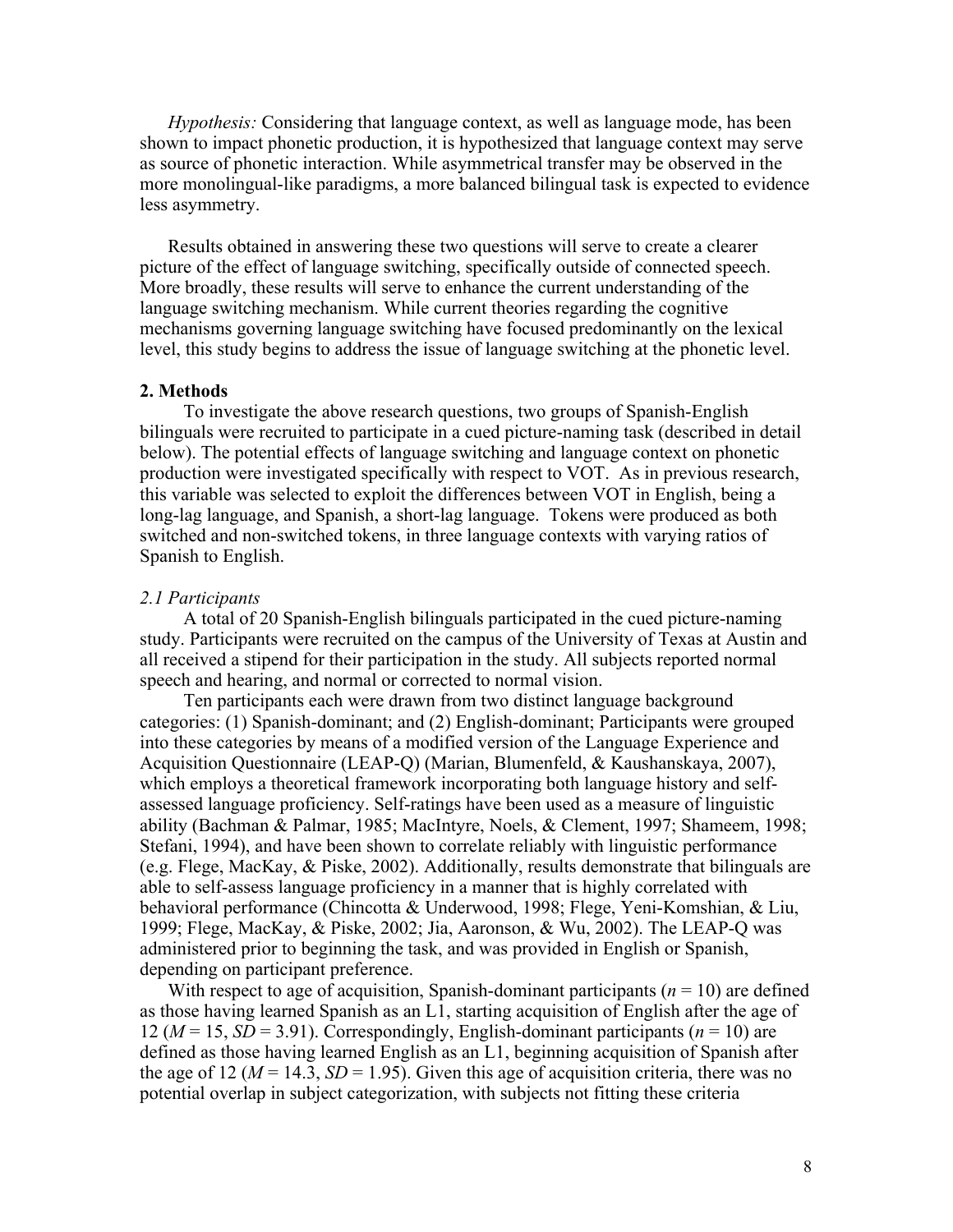*Hypothesis:* Considering that language context, as well as language mode, has been shown to impact phonetic production, it is hypothesized that language context may serve as source of phonetic interaction. While asymmetrical transfer may be observed in the more monolingual-like paradigms, a more balanced bilingual task is expected to evidence less asymmetry.

Results obtained in answering these two questions will serve to create a clearer picture of the effect of language switching, specifically outside of connected speech. More broadly, these results will serve to enhance the current understanding of the language switching mechanism. While current theories regarding the cognitive mechanisms governing language switching have focused predominantly on the lexical level, this study begins to address the issue of language switching at the phonetic level.

## 2. Methods

To investigate the above research questions, two groups of Spanish-English bilinguals were recruited to participate in a cued picture-naming task (described in detail below). The potential effects of language switching and language context on phonetic production were investigated specifically with respect to VOT. As in previous research, this variable was selected to exploit the differences between VOT in English, being a long-lag language, and Spanish, a short-lag language. Tokens were produced as both switched and non-switched tokens, in three language contexts with varying ratios of Spanish to English.

### *2.1 Participants*

A total of 20 Spanish-English bilinguals participated in the cued picture-naming study. Participants were recruited on the campus of the University of Texas at Austin and all received a stipend for their participation in the study. All subjects reported normal speech and hearing, and normal or corrected to normal vision.

Ten participants each were drawn from two distinct language background categories: (1) Spanish-dominant; and (2) English-dominant; Participants were grouped into these categories by means of a modified version of the Language Experience and Acquisition Questionnaire (LEAP-Q) (Marian, Blumenfeld, & Kaushanskaya, 2007), which employs a theoretical framework incorporating both language history and self-assessed language proficiency. Self-ratings have been used as a measure of linguistic ability (Bachman & Palmar, 1985; MacIntyre, Noels, & Clement, 1997; Shameem, 1998; Stefani, 1994), and have been shown to correlate reliably with linguistic performance (e.g. Flege, MacKay, & Piske, 2002). Additionally, results demonstrate that bilinguals are able to self-assess language proficiency in a manner that is highly correlated with behavioral performance (Chincotta & Underwood, 1998; Flege, Yeni-Komshian, & Liu, 1999; Flege, MacKay, & Piske, 2002; Jia, Aaronson, & Wu, 2002). The LEAP-Q was administered prior to beginning the task, and was provided in English or Spanish, depending on participant preference.

With respect to age of acquisition, Spanish-dominant participants ($n$ = 10) are defined as those having learned Spanish as an L1, starting acquisition of English after the age of 12 ($M$ = 15, $SD$ = 3.91). Correspondingly, English-dominant participants ($n$ = 10) are defined as those having learned English as an L1, beginning acquisition of Spanish after the age of 12 ($M$ = 14.3, $SD$ = 1.95). Given this age of acquisition criteria, there was no potential overlap in subject categorization, with subjects not fitting these criteria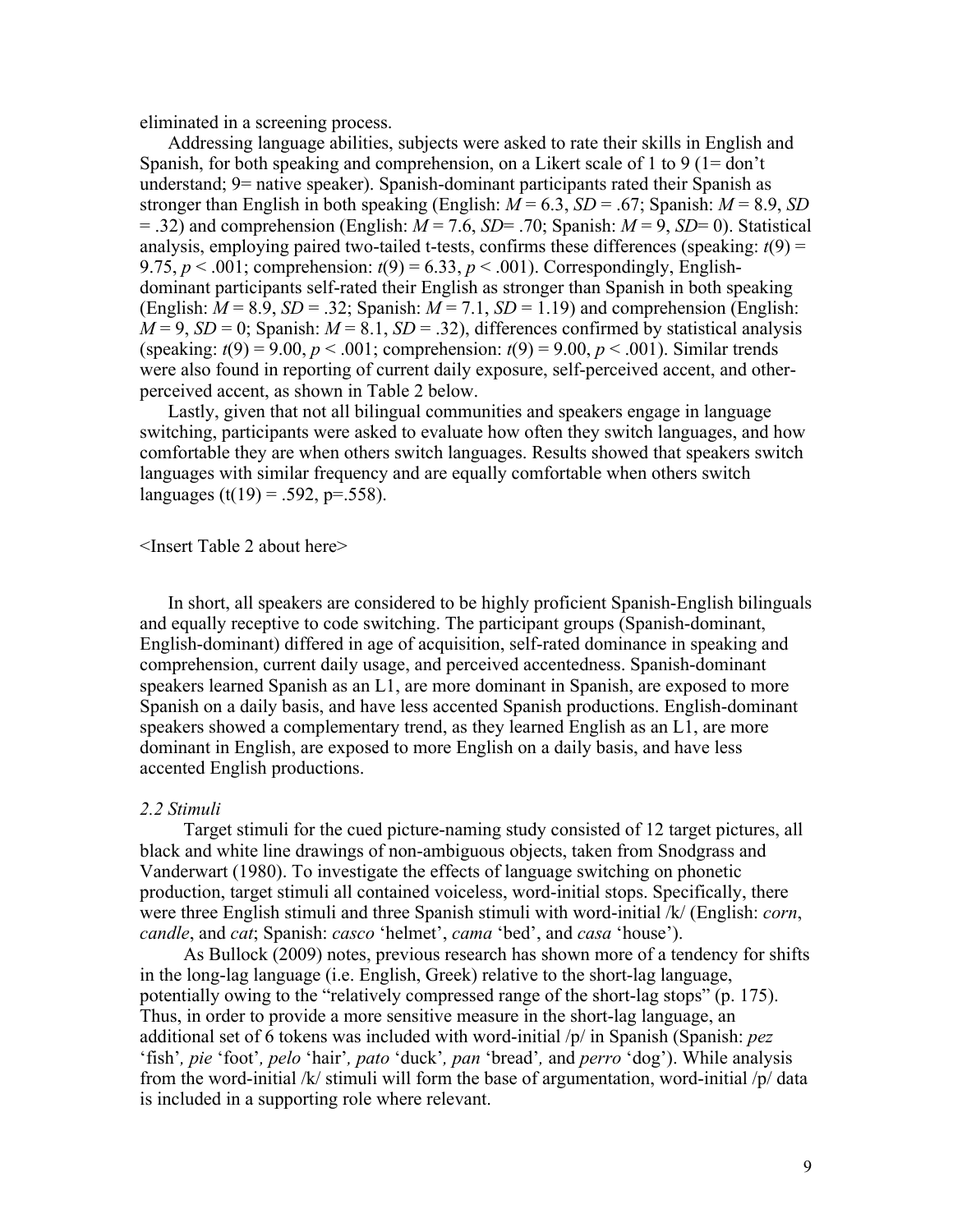eliminated in a screening process.

Addressing language abilities, subjects were asked to rate their skills in English and Spanish, for both speaking and comprehension, on a Likert scale of 1 to 9 (1= don't understand; 9= native speaker). Spanish-dominant participants rated their Spanish as stronger than English in both speaking (English: $M = 6.3$, $SD = .67$; Spanish: $M = 8.9$, $SD = .32$) and comprehension (English: $M = 7.6$, $SD = .70$; Spanish: $M = 9$, $SD = 0$). Statistical analysis, employing paired two-tailed t-tests, confirms these differences (speaking: $t(9) = 9.75$, $p < .001$; comprehension: $t(9) = 6.33$, $p < .001$). Correspondingly, English-dominant participants self-rated their English as stronger than Spanish in both speaking (English: $M = 8.9$, $SD = .32$; Spanish: $M = 7.1$, $SD = 1.19$) and comprehension (English: $M = 9$, $SD = 0$; Spanish: $M = 8.1$, $SD = .32$), differences confirmed by statistical analysis (speaking: $t(9) = 9.00$, $p < .001$; comprehension: $t(9) = 9.00$, $p < .001$). Similar trends were also found in reporting of current daily exposure, self-perceived accent, and other-perceived accent, as shown in Table 2 below.

Lastly, given that not all bilingual communities and speakers engage in language switching, participants were asked to evaluate how often they switch languages, and how comfortable they are when others switch languages. Results showed that speakers switch languages with similar frequency and are equally comfortable when others switch languages ($t(19) = .592$, $p = .558$).

<Insert Table 2 about here>

In short, all speakers are considered to be highly proficient Spanish-English bilinguals and equally receptive to code switching. The participant groups (Spanish-dominant, English-dominant) differed in age of acquisition, self-rated dominance in speaking and comprehension, current daily usage, and perceived accentedness. Spanish-dominant speakers learned Spanish as an L1, are more dominant in Spanish, are exposed to more Spanish on a daily basis, and have less accented Spanish productions. English-dominant speakers showed a complementary trend, as they learned English as an L1, are more dominant in English, are exposed to more English on a daily basis, and have less accented English productions.

*2.2 Stimuli*

Target stimuli for the cued picture-naming study consisted of 12 target pictures, all black and white line drawings of non-ambiguous objects, taken from Snodgrass and Vanderwart (1980). To investigate the effects of language switching on phonetic production, target stimuli all contained voiceless, word-initial stops. Specifically, there were three English stimuli and three Spanish stimuli with word-initial /k/ (English: *corn*, *candle*, and *cat*; Spanish: *casco* 'helmet', *cama* 'bed', and *casa* 'house').

As Bullock (2009) notes, previous research has shown more of a tendency for shifts in the long-lag language (i.e. English, Greek) relative to the short-lag language, potentially owing to the "relatively compressed range of the short-lag stops" (p. 175). Thus, in order to provide a more sensitive measure in the short-lag language, an additional set of 6 tokens was included with word-initial /p/ in Spanish (Spanish: *pez* 'fish', *pie* 'foot', *pelo* 'hair', *pato* 'duck', *pan* 'bread', and *perro* 'dog'). While analysis from the word-initial /k/ stimuli will form the base of argumentation, word-initial /p/ data is included in a supporting role where relevant.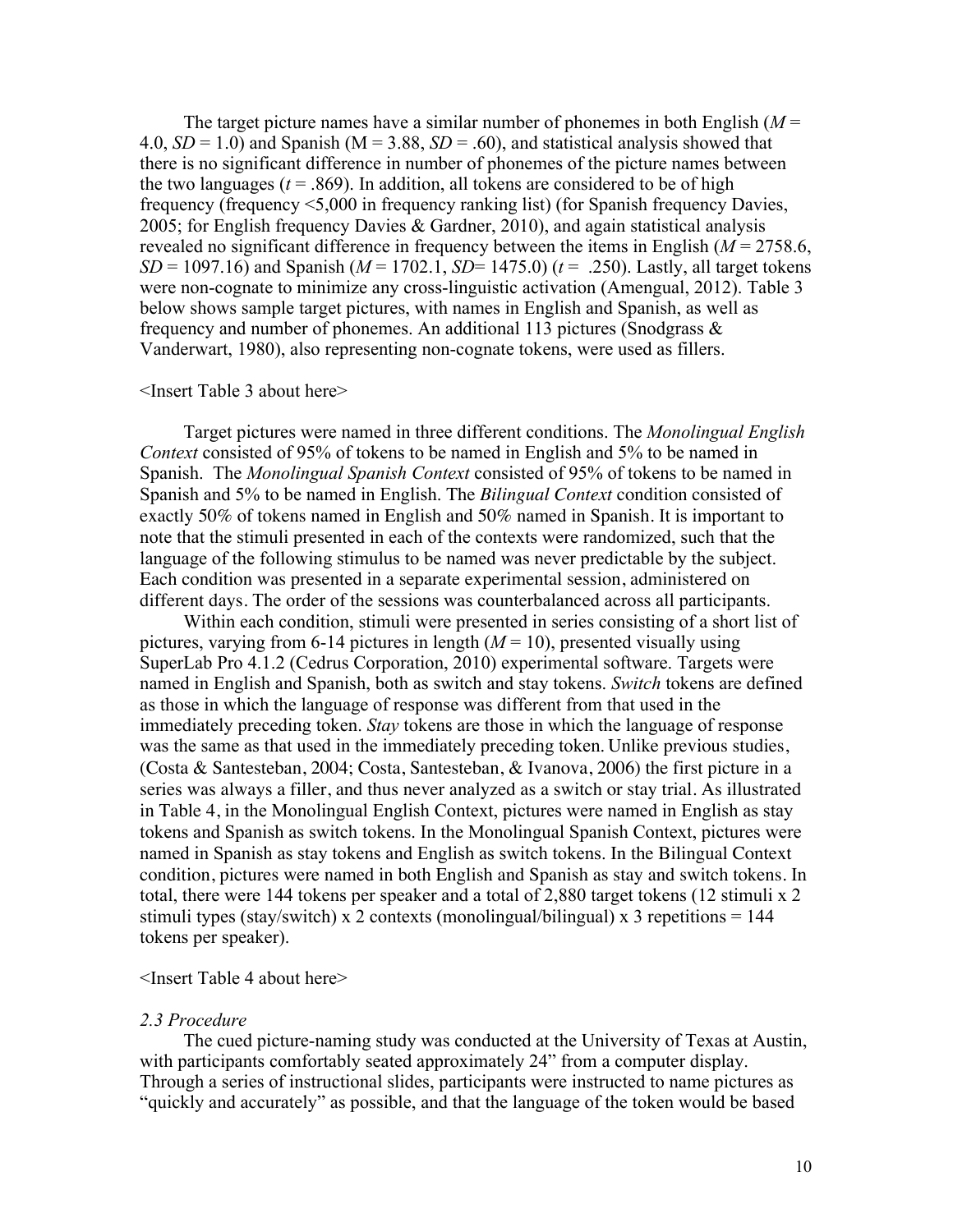The target picture names have a similar number of phonemes in both English (*M* = 4.0, *SD* = 1.0) and Spanish (M = 3.88, *SD* = .60), and statistical analysis showed that there is no significant difference in number of phonemes of the picture names between the two languages (*t* = .869). In addition, all tokens are considered to be of high frequency (frequency <5,000 in frequency ranking list) (for Spanish frequency Davies, 2005; for English frequency Davies & Gardner, 2010), and again statistical analysis revealed no significant difference in frequency between the items in English (*M* = 2758.6, *SD* = 1097.16) and Spanish (*M* = 1702.1, *SD*= 1475.0) (*t* = .250). Lastly, all target tokens were non-cognate to minimize any cross-linguistic activation (Amengual, 2012). Table 3 below shows sample target pictures, with names in English and Spanish, as well as frequency and number of phonemes. An additional 113 pictures (Snodgrass & Vanderwart, 1980), also representing non-cognate tokens, were used as fillers.

<Insert Table 3 about here>

Target pictures were named in three different conditions. The *Monolingual English Context* consisted of 95% of tokens to be named in English and 5% to be named in Spanish. The *Monolingual Spanish Context* consisted of 95% of tokens to be named in Spanish and 5% to be named in English. The *Bilingual Context* condition consisted of exactly 50% of tokens named in English and 50% named in Spanish. It is important to note that the stimuli presented in each of the contexts were randomized, such that the language of the following stimulus to be named was never predictable by the subject. Each condition was presented in a separate experimental session, administered on different days. The order of the sessions was counterbalanced across all participants.

Within each condition, stimuli were presented in series consisting of a short list of pictures, varying from 6-14 pictures in length (*M* = 10), presented visually using SuperLab Pro 4.1.2 (Cedrus Corporation, 2010) experimental software. Targets were named in English and Spanish, both as switch and stay tokens. *Switch* tokens are defined as those in which the language of response was different from that used in the immediately preceding token. *Stay* tokens are those in which the language of response was the same as that used in the immediately preceding token. Unlike previous studies, (Costa & Santesteban, 2004; Costa, Santesteban, & Ivanova, 2006) the first picture in a series was always a filler, and thus never analyzed as a switch or stay trial. As illustrated in Table 4, in the Monolingual English Context, pictures were named in English as stay tokens and Spanish as switch tokens. In the Monolingual Spanish Context, pictures were named in Spanish as stay tokens and English as switch tokens. In the Bilingual Context condition, pictures were named in both English and Spanish as stay and switch tokens. In total, there were 144 tokens per speaker and a total of 2,880 target tokens (12 stimuli x 2 stimuli types (stay/switch) x 2 contexts (monolingual/bilingual) x 3 repetitions = 144 tokens per speaker).

<Insert Table 4 about here>

### *2.3 Procedure*

The cued picture-naming study was conducted at the University of Texas at Austin, with participants comfortably seated approximately 24" from a computer display. Through a series of instructional slides, participants were instructed to name pictures as "quickly and accurately" as possible, and that the language of the token would be based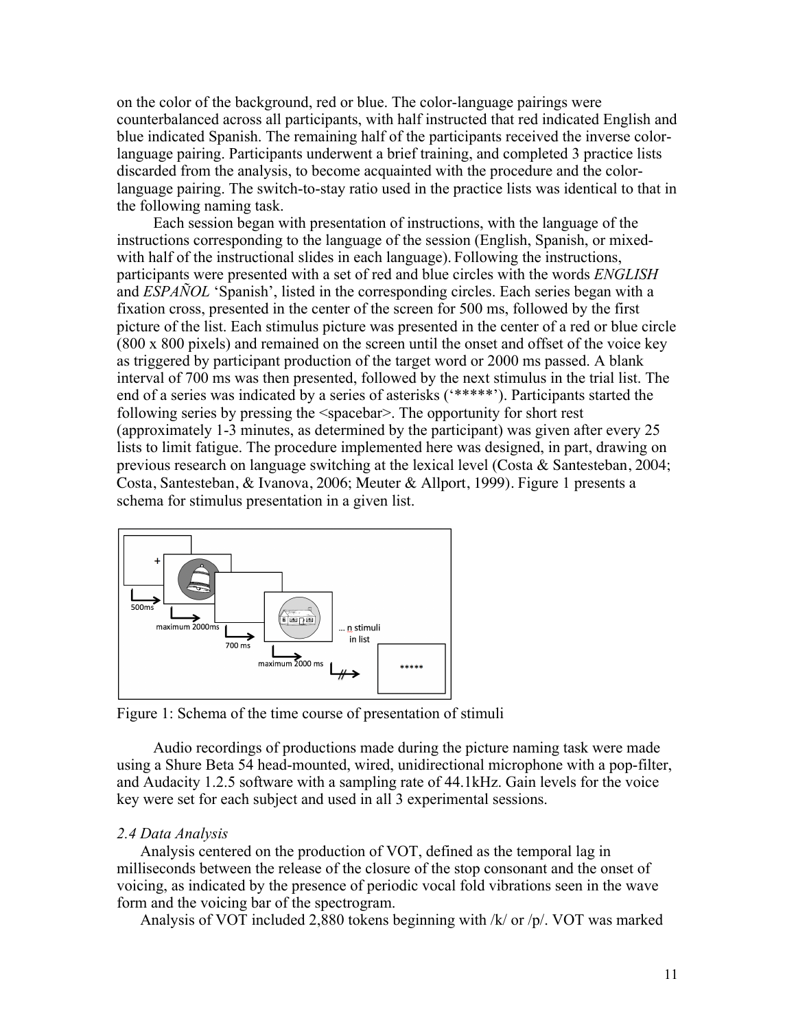on the color of the background, red or blue. The color-language pairings were counterbalanced across all participants, with half instructed that red indicated English and blue indicated Spanish. The remaining half of the participants received the inverse color-language pairing. Participants underwent a brief training, and completed 3 practice lists discarded from the analysis, to become acquainted with the procedure and the color-language pairing. The switch-to-stay ratio used in the practice lists was identical to that in the following naming task.

Each session began with presentation of instructions, with the language of the instructions corresponding to the language of the session (English, Spanish, or mixed- with half of the instructional slides in each language). Following the instructions, participants were presented with a set of red and blue circles with the words *ENGLISH* and *ESPAÑOL* 'Spanish', listed in the corresponding circles. Each series began with a fixation cross, presented in the center of the screen for 500 ms, followed by the first picture of the list. Each stimulus picture was presented in the center of a red or blue circle (800 x 800 pixels) and remained on the screen until the onset and offset of the voice key as triggered by participant production of the target word or 2000 ms passed. A blank interval of 700 ms was then presented, followed by the next stimulus in the trial list. The end of a series was indicated by a series of asterisks ('*****'). Participants started the following series by pressing the <spacebar>. The opportunity for short rest (approximately 1-3 minutes, as determined by the participant) was given after every 25 lists to limit fatigue. The procedure implemented here was designed, in part, drawing on previous research on language switching at the lexical level (Costa & Santesteban, 2004; Costa, Santesteban, & Ivanova, 2006; Meuter & Allport, 1999). Figure 1 presents a schema for stimulus presentation in a given list.

Figure 1: Schema of the time course of presentation of stimuli

Audio recordings of productions made during the picture naming task were made using a Shure Beta 54 head-mounted, wired, unidirectional microphone with a pop-filter, and Audacity 1.2.5 software with a sampling rate of 44.1kHz. Gain levels for the voice key were set for each subject and used in all 3 experimental sessions.

*2.4 Data Analysis*

Analysis centered on the production of VOT, defined as the temporal lag in milliseconds between the release of the closure of the stop consonant and the onset of voicing, as indicated by the presence of periodic vocal fold vibrations seen in the wave form and the voicing bar of the spectrogram.

Analysis of VOT included 2,880 tokens beginning with /k/ or /p/. VOT was marked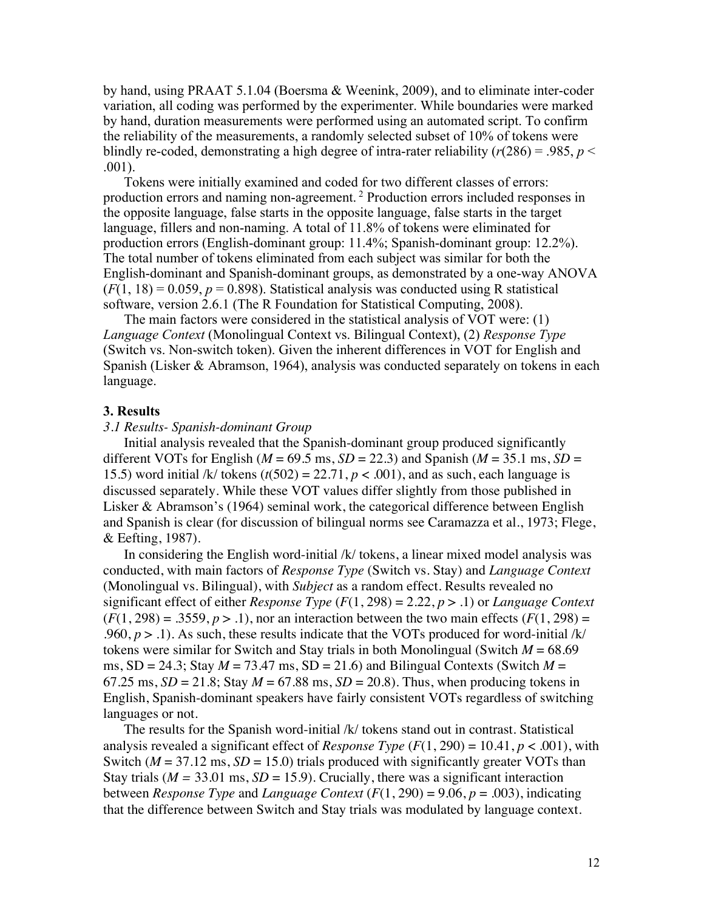by hand, using PRAAT 5.1.04 (Boersma & Weenink, 2009), and to eliminate inter-coder variation, all coding was performed by the experimenter. While boundaries were marked by hand, duration measurements were performed using an automated script. To confirm the reliability of the measurements, a randomly selected subset of 10% of tokens were blindly re-coded, demonstrating a high degree of intra-rater reliability ($r(286) = .985$, $p < .001$).

Tokens were initially examined and coded for two different classes of errors: production errors and naming non-agreement. [2] Production errors included responses in the opposite language, false starts in the opposite language, false starts in the target language, fillers and non-naming. A total of 11.8% of tokens were eliminated for production errors (English-dominant group: 11.4%; Spanish-dominant group: 12.2%). The total number of tokens eliminated from each subject was similar for both the English-dominant and Spanish-dominant groups, as demonstrated by a one-way ANOVA ($F(1, 18) = 0.059$, $p = 0.898$). Statistical analysis was conducted using R statistical software, version 2.6.1 (The R Foundation for Statistical Computing, 2008).

The main factors were considered in the statistical analysis of VOT were: (1) *Language Context* (Monolingual Context vs. Bilingual Context), (2) *Response Type* (Switch vs. Non-switch token). Given the inherent differences in VOT for English and Spanish (Lisker & Abramson, 1964), analysis was conducted separately on tokens in each language.

## 3. Results

### *3.1 Results- Spanish-dominant Group*

Initial analysis revealed that the Spanish-dominant group produced significantly different VOTs for English ($M = 69.5$ ms, $SD = 22.3$) and Spanish ($M = 35.1$ ms, $SD = 15.5$) word initial /k/ tokens ($t(502) = 22.71$, $p < .001$), and as such, each language is discussed separately. While these VOT values differ slightly from those published in Lisker & Abramson's (1964) seminal work, the categorical difference between English and Spanish is clear (for discussion of bilingual norms see Caramazza et al., 1973; Flege, & Eefting, 1987).

In considering the English word-initial /k/ tokens, a linear mixed model analysis was conducted, with main factors of *Response Type* (Switch vs. Stay) and *Language Context* (Monolingual vs. Bilingual), with *Subject* as a random effect. Results revealed no significant effect of either *Response Type* ($F(1, 298) = 2.22$, $p > .1$) or *Language Context* ($F(1, 298) = .3559$, $p > .1$), nor an interaction between the two main effects ($F(1, 298) = .960$, $p > .1$). As such, these results indicate that the VOTs produced for word-initial /k/ tokens were similar for Switch and Stay trials in both Monolingual (Switch $M = 68.69$ ms, SD = 24.3; Stay $M = 73.47$ ms, SD = 21.6) and Bilingual Contexts (Switch $M = 67.25$ ms, $SD = 21.8$; Stay $M = 67.88$ ms, $SD = 20.8$). Thus, when producing tokens in English, Spanish-dominant speakers have fairly consistent VOTs regardless of switching languages or not.

The results for the Spanish word-initial /k/ tokens stand out in contrast. Statistical analysis revealed a significant effect of *Response Type* ($F(1, 290) = 10.41$, $p < .001$), with Switch ($M = 37.12$ ms, $SD = 15.0$) trials produced with significantly greater VOTs than Stay trials ($M = 33.01$ ms, $SD = 15.9$). Crucially, there was a significant interaction between *Response Type* and *Language Context* ($F(1, 290) = 9.06$, $p = .003$), indicating that the difference between Switch and Stay trials was modulated by language context.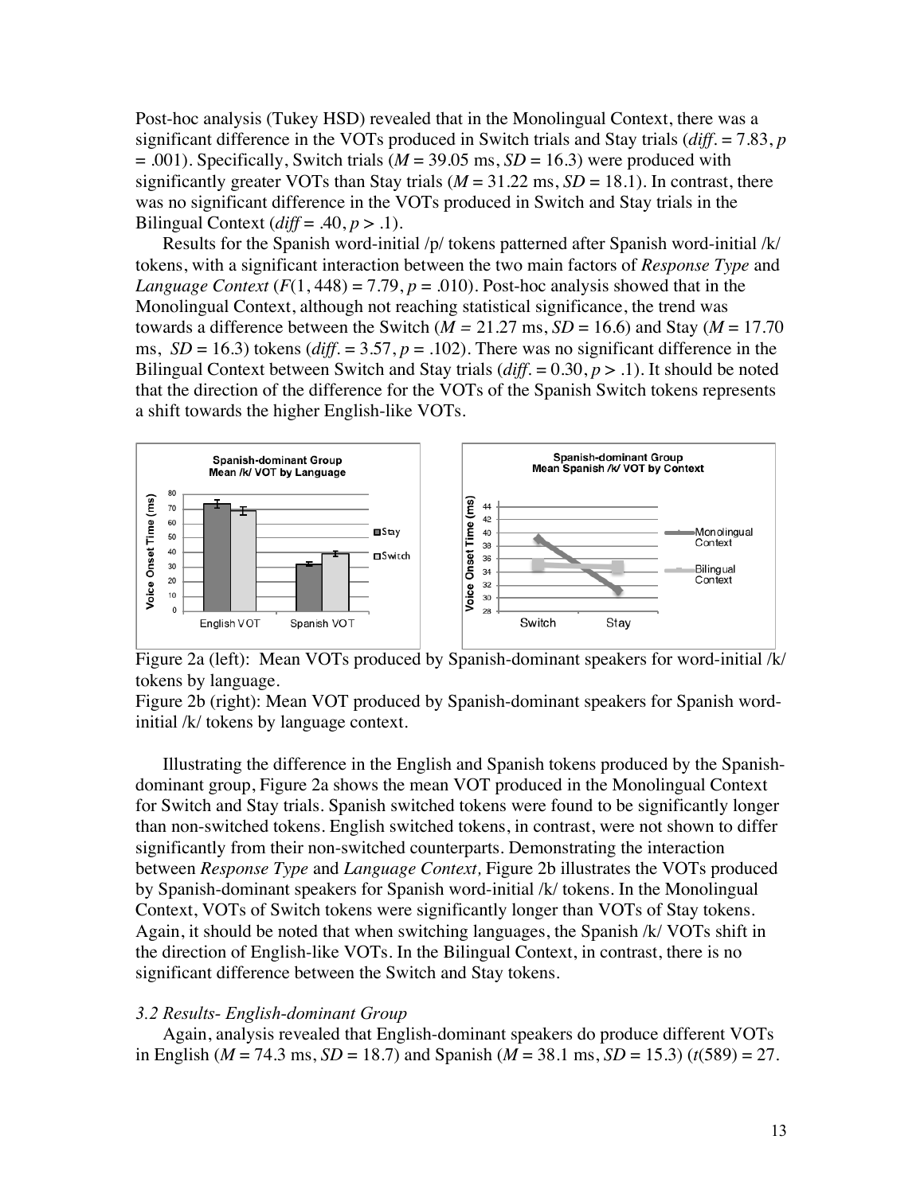Post-hoc analysis (Tukey HSD) revealed that in the Monolingual Context, there was a significant difference in the VOTs produced in Switch trials and Stay trials (*diff*. = 7.83, $p = .001$). Specifically, Switch trials ($M = 39.05$ ms, $SD = 16.3$) were produced with significantly greater VOTs than Stay trials ($M = 31.22$ ms, $SD = 18.1$). In contrast, there was no significant difference in the VOTs produced in Switch and Stay trials in the Bilingual Context (*diff* = .40, $p > .1$).

Results for the Spanish word-initial /p/ tokens patterned after Spanish word-initial /k/ tokens, with a significant interaction between the two main factors of *Response Type* and *Language Context* ($F(1, 448) = 7.79$, $p = .010$). Post-hoc analysis showed that in the Monolingual Context, although not reaching statistical significance, the trend was towards a difference between the Switch ($M = 21.27$ ms, $SD = 16.6$) and Stay ($M = 17.70$ ms, $SD = 16.3$) tokens (*diff*. = 3.57, $p = .102$). There was no significant difference in the Bilingual Context between Switch and Stay trials (*diff*. = 0.30, $p > .1$). It should be noted that the direction of the difference for the VOTs of the Spanish Switch tokens represents a shift towards the higher English-like VOTs.

Figure 2a (left): Mean VOTs produced by Spanish-dominant speakers for word-initial /k/ tokens by language.

Figure 2b (right): Mean VOT produced by Spanish-dominant speakers for Spanish word-initial /k/ tokens by language context.

Illustrating the difference in the English and Spanish tokens produced by the Spanish-dominant group, Figure 2a shows the mean VOT produced in the Monolingual Context for Switch and Stay trials. Spanish switched tokens were found to be significantly longer than non-switched tokens. English switched tokens, in contrast, were not shown to differ significantly from their non-switched counterparts. Demonstrating the interaction between *Response Type* and *Language Context,* Figure 2b illustrates the VOTs produced by Spanish-dominant speakers for Spanish word-initial /k/ tokens. In the Monolingual Context, VOTs of Switch tokens were significantly longer than VOTs of Stay tokens. Again, it should be noted that when switching languages, the Spanish /k/ VOTs shift in the direction of English-like VOTs. In the Bilingual Context, in contrast, there is no significant difference between the Switch and Stay tokens.

*3.2 Results- English-dominant Group*

Again, analysis revealed that English-dominant speakers do produce different VOTs in English ($M = 74.3$ ms, $SD = 18.7$) and Spanish ($M = 38.1$ ms, $SD = 15.3$) ($t(589) = 27$.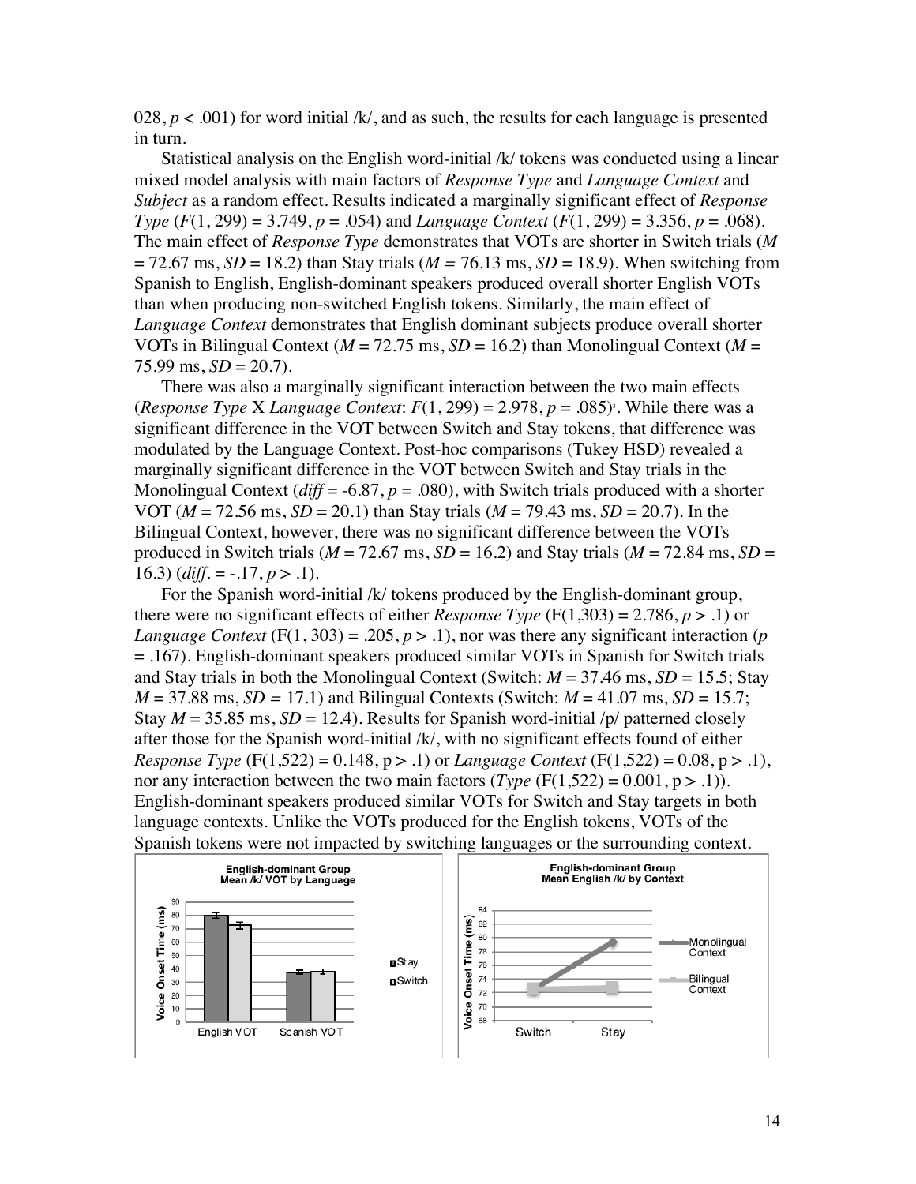028, $p < .001$) for word initial /k/, and as such, the results for each language is presented in turn.

Statistical analysis on the English word-initial /k/ tokens was conducted using a linear mixed model analysis with main factors of *Response Type* and *Language Context* and *Subject* as a random effect. Results indicated a marginally significant effect of *Response Type* ($F(1, 299) = 3.749$, $p = .054$) and *Language Context* ($F(1, 299) = 3.356$, $p = .068$). The main effect of *Response Type* demonstrates that VOTs are shorter in Switch trials ($M = 72.67$ ms, $SD = 18.2$) than Stay trials ($M = 76.13$ ms, $SD = 18.9$). When switching from Spanish to English, English-dominant speakers produced overall shorter English VOTs than when producing non-switched English tokens. Similarly, the main effect of *Language Context* demonstrates that English dominant subjects produce overall shorter VOTs in Bilingual Context ($M = 72.75$ ms, $SD = 16.2$) than Monolingual Context ($M = 75.99$ ms, $SD = 20.7$).

There was also a marginally significant interaction between the two main effects (*Response Type* X *Language Context*: $F(1, 299) = 2.978$, $p = .085$)[3]. While there was a significant difference in the VOT between Switch and Stay tokens, that difference was modulated by the Language Context. Post-hoc comparisons (Tukey HSD) revealed a marginally significant difference in the VOT between Switch and Stay trials in the Monolingual Context (*diff* = -6.87, $p = .080$), with Switch trials produced with a shorter VOT ($M = 72.56$ ms, $SD = 20.1$) than Stay trials ($M = 79.43$ ms, $SD = 20.7$). In the Bilingual Context, however, there was no significant difference between the VOTs produced in Switch trials ($M = 72.67$ ms, $SD = 16.2$) and Stay trials ($M = 72.84$ ms, $SD = 16.3$) (*diff.* = -.17, $p > .1$).

For the Spanish word-initial /k/ tokens produced by the English-dominant group, there were no significant effects of either *Response Type* ($F(1,303) = 2.786$, $p > .1$) or *Language Context* ($F(1, 303) = .205$, $p > .1$), nor was there any significant interaction ($p = .167$). English-dominant speakers produced similar VOTs in Spanish for Switch trials and Stay trials in both the Monolingual Context (Switch: $M = 37.46$ ms, $SD = 15.5$; Stay $M = 37.88$ ms, $SD = 17.1$) and Bilingual Contexts (Switch: $M = 41.07$ ms, $SD = 15.7$; Stay $M = 35.85$ ms, $SD = 12.4$). Results for Spanish word-initial /p/ patterned closely after those for the Spanish word-initial /k/, with no significant effects found of either *Response Type* ($F(1,522) = 0.148$, $p > .1$) or *Language Context* ($F(1,522) = 0.08$, $p > .1$), nor any interaction between the two main factors (*Type* ($F(1,522) = 0.001$, $p > .1$)). English-dominant speakers produced similar VOTs for Switch and Stay targets in both language contexts. Unlike the VOTs produced for the English tokens, VOTs of the Spanish tokens were not impacted by switching languages or the surrounding context.

**English-dominant Group Mean /k/ VOT by Language**

**English-dominant Group Mean English /k/ by Context**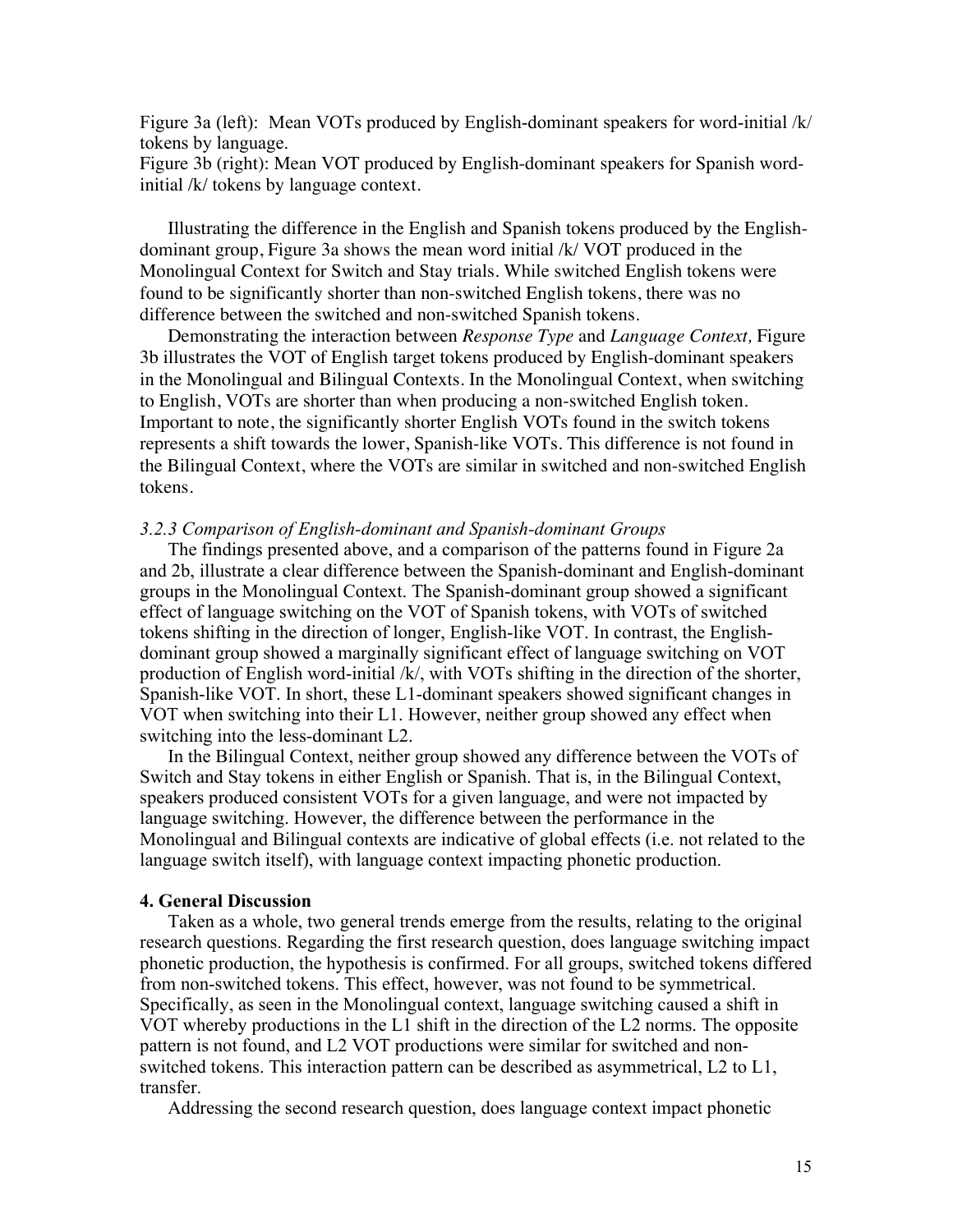Figure 3a (left): Mean VOTs produced by English-dominant speakers for word-initial /k/ tokens by language.
Figure 3b (right): Mean VOT produced by English-dominant speakers for Spanish word-initial /k/ tokens by language context.

Illustrating the difference in the English and Spanish tokens produced by the English-dominant group, Figure 3a shows the mean word initial /k/ VOT produced in the Monolingual Context for Switch and Stay trials. While switched English tokens were found to be significantly shorter than non-switched English tokens, there was no difference between the switched and non-switched Spanish tokens.

Demonstrating the interaction between *Response Type* and *Language Context,* Figure 3b illustrates the VOT of English target tokens produced by English-dominant speakers in the Monolingual and Bilingual Contexts. In the Monolingual Context, when switching to English, VOTs are shorter than when producing a non-switched English token. Important to note, the significantly shorter English VOTs found in the switch tokens represents a shift towards the lower, Spanish-like VOTs. This difference is not found in the Bilingual Context, where the VOTs are similar in switched and non-switched English tokens.

### *3.2.3 Comparison of English-dominant and Spanish-dominant Groups*

The findings presented above, and a comparison of the patterns found in Figure 2a and 2b, illustrate a clear difference between the Spanish-dominant and English-dominant groups in the Monolingual Context. The Spanish-dominant group showed a significant effect of language switching on the VOT of Spanish tokens, with VOTs of switched tokens shifting in the direction of longer, English-like VOT. In contrast, the English-dominant group showed a marginally significant effect of language switching on VOT production of English word-initial /k/, with VOTs shifting in the direction of the shorter, Spanish-like VOT. In short, these L1-dominant speakers showed significant changes in VOT when switching into their L1. However, neither group showed any effect when switching into the less-dominant L2.

In the Bilingual Context, neither group showed any difference between the VOTs of Switch and Stay tokens in either English or Spanish. That is, in the Bilingual Context, speakers produced consistent VOTs for a given language, and were not impacted by language switching. However, the difference between the performance in the Monolingual and Bilingual contexts are indicative of global effects (i.e. not related to the language switch itself), with language context impacting phonetic production.

## 4. General Discussion

Taken as a whole, two general trends emerge from the results, relating to the original research questions. Regarding the first research question, does language switching impact phonetic production, the hypothesis is confirmed. For all groups, switched tokens differed from non-switched tokens. This effect, however, was not found to be symmetrical. Specifically, as seen in the Monolingual context, language switching caused a shift in VOT whereby productions in the L1 shift in the direction of the L2 norms. The opposite pattern is not found, and L2 VOT productions were similar for switched and non-switched tokens. This interaction pattern can be described as asymmetrical, L2 to L1, transfer.

Addressing the second research question, does language context impact phonetic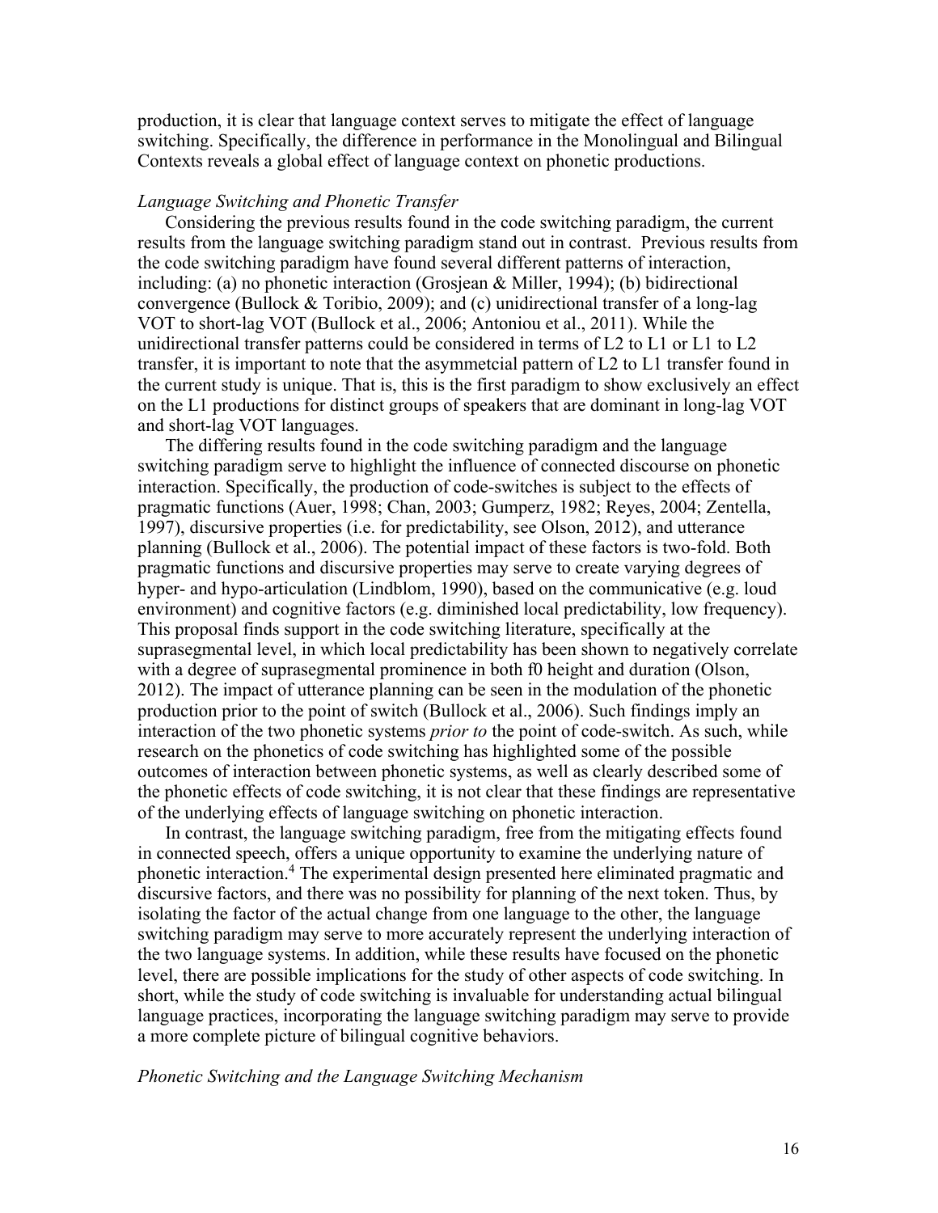production, it is clear that language context serves to mitigate the effect of language switching. Specifically, the difference in performance in the Monolingual and Bilingual Contexts reveals a global effect of language context on phonetic productions.

*Language Switching and Phonetic Transfer*

Considering the previous results found in the code switching paradigm, the current results from the language switching paradigm stand out in contrast. Previous results from the code switching paradigm have found several different patterns of interaction, including: (a) no phonetic interaction (Grosjean & Miller, 1994); (b) bidirectional convergence (Bullock & Toribio, 2009); and (c) unidirectional transfer of a long-lag VOT to short-lag VOT (Bullock et al., 2006; Antoniou et al., 2011). While the unidirectional transfer patterns could be considered in terms of L2 to L1 or L1 to L2 transfer, it is important to note that the asymmetcial pattern of L2 to L1 transfer found in the current study is unique. That is, this is the first paradigm to show exclusively an effect on the L1 productions for distinct groups of speakers that are dominant in long-lag VOT and short-lag VOT languages.

The differing results found in the code switching paradigm and the language switching paradigm serve to highlight the influence of connected discourse on phonetic interaction. Specifically, the production of code-switches is subject to the effects of pragmatic functions (Auer, 1998; Chan, 2003; Gumperz, 1982; Reyes, 2004; Zentella, 1997), discursive properties (i.e. for predictability, see Olson, 2012), and utterance planning (Bullock et al., 2006). The potential impact of these factors is two-fold. Both pragmatic functions and discursive properties may serve to create varying degrees of hyper- and hypo-articulation (Lindblom, 1990), based on the communicative (e.g. loud environment) and cognitive factors (e.g. diminished local predictability, low frequency). This proposal finds support in the code switching literature, specifically at the suprasegmental level, in which local predictability has been shown to negatively correlate with a degree of suprasegmental prominence in both f0 height and duration (Olson, 2012). The impact of utterance planning can be seen in the modulation of the phonetic production prior to the point of switch (Bullock et al., 2006). Such findings imply an interaction of the two phonetic systems *prior to* the point of code-switch. As such, while research on the phonetics of code switching has highlighted some of the possible outcomes of interaction between phonetic systems, as well as clearly described some of the phonetic effects of code switching, it is not clear that these findings are representative of the underlying effects of language switching on phonetic interaction.

In contrast, the language switching paradigm, free from the mitigating effects found in connected speech, offers a unique opportunity to examine the underlying nature of phonetic interaction.[4] The experimental design presented here eliminated pragmatic and discursive factors, and there was no possibility for planning of the next token. Thus, by isolating the factor of the actual change from one language to the other, the language switching paradigm may serve to more accurately represent the underlying interaction of the two language systems. In addition, while these results have focused on the phonetic level, there are possible implications for the study of other aspects of code switching. In short, while the study of code switching is invaluable for understanding actual bilingual language practices, incorporating the language switching paradigm may serve to provide a more complete picture of bilingual cognitive behaviors.

*Phonetic Switching and the Language Switching Mechanism*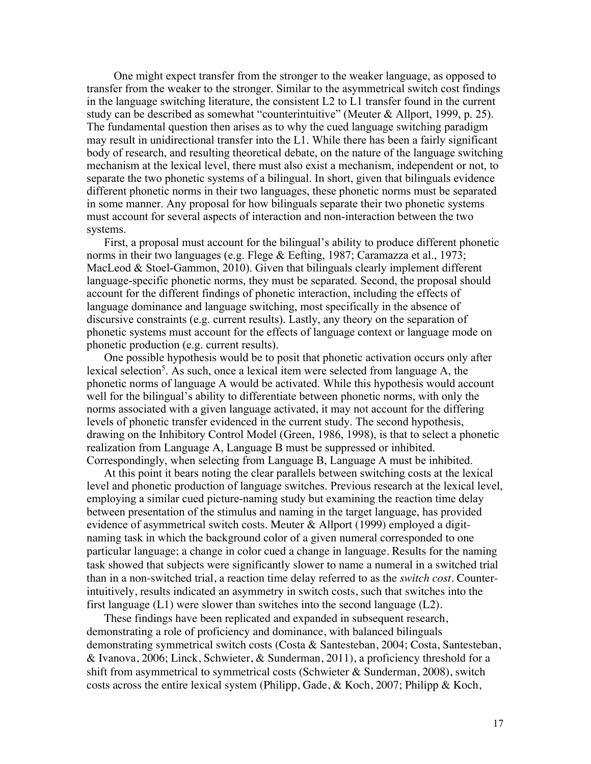One might expect transfer from the stronger to the weaker language, as opposed to transfer from the weaker to the stronger. Similar to the asymmetrical switch cost findings in the language switching literature, the consistent L2 to L1 transfer found in the current study can be described as somewhat "counterintuitive" (Meuter & Allport, 1999, p. 25). The fundamental question then arises as to why the cued language switching paradigm may result in unidirectional transfer into the L1. While there has been a fairly significant body of research, and resulting theoretical debate, on the nature of the language switching mechanism at the lexical level, there must also exist a mechanism, independent or not, to separate the two phonetic systems of a bilingual. In short, given that bilinguals evidence different phonetic norms in their two languages, these phonetic norms must be separated in some manner. Any proposal for how bilinguals separate their two phonetic systems must account for several aspects of interaction and non-interaction between the two systems.

First, a proposal must account for the bilingual's ability to produce different phonetic norms in their two languages (e.g. Flege & Eefting, 1987; Caramazza et al., 1973; MacLeod & Stoel-Gammon, 2010). Given that bilinguals clearly implement different language-specific phonetic norms, they must be separated. Second, the proposal should account for the different findings of phonetic interaction, including the effects of language dominance and language switching, most specifically in the absence of discursive constraints (e.g. current results). Lastly, any theory on the separation of phonetic systems must account for the effects of language context or language mode on phonetic production (e.g. current results).

One possible hypothesis would be to posit that phonetic activation occurs only after lexical selection[5]. As such, once a lexical item were selected from language A, the phonetic norms of language A would be activated. While this hypothesis would account well for the bilingual's ability to differentiate between phonetic norms, with only the norms associated with a given language activated, it may not account for the differing levels of phonetic transfer evidenced in the current study. The second hypothesis, drawing on the Inhibitory Control Model (Green, 1986, 1998), is that to select a phonetic realization from Language A, Language B must be suppressed or inhibited. Correspondingly, when selecting from Language B, Language A must be inhibited.

At this point it bears noting the clear parallels between switching costs at the lexical level and phonetic production of language switches. Previous research at the lexical level, employing a similar cued picture-naming study but examining the reaction time delay between presentation of the stimulus and naming in the target language, has provided evidence of asymmetrical switch costs. Meuter & Allport (1999) employed a digit-naming task in which the background color of a given numeral corresponded to one particular language; a change in color cued a change in language. Results for the naming task showed that subjects were significantly slower to name a numeral in a switched trial than in a non-switched trial, a reaction time delay referred to as the *switch cost*. Counter-intuitively, results indicated an asymmetry in switch costs, such that switches into the first language (L1) were slower than switches into the second language (L2).

These findings have been replicated and expanded in subsequent research, demonstrating a role of proficiency and dominance, with balanced bilinguals demonstrating symmetrical switch costs (Costa & Santesteban, 2004; Costa, Santesteban, & Ivanova, 2006; Linck, Schwieter, & Sunderman, 2011), a proficiency threshold for a shift from asymmetrical to symmetrical costs (Schwieter & Sunderman, 2008), switch costs across the entire lexical system (Philipp, Gade, & Koch, 2007; Philipp & Koch,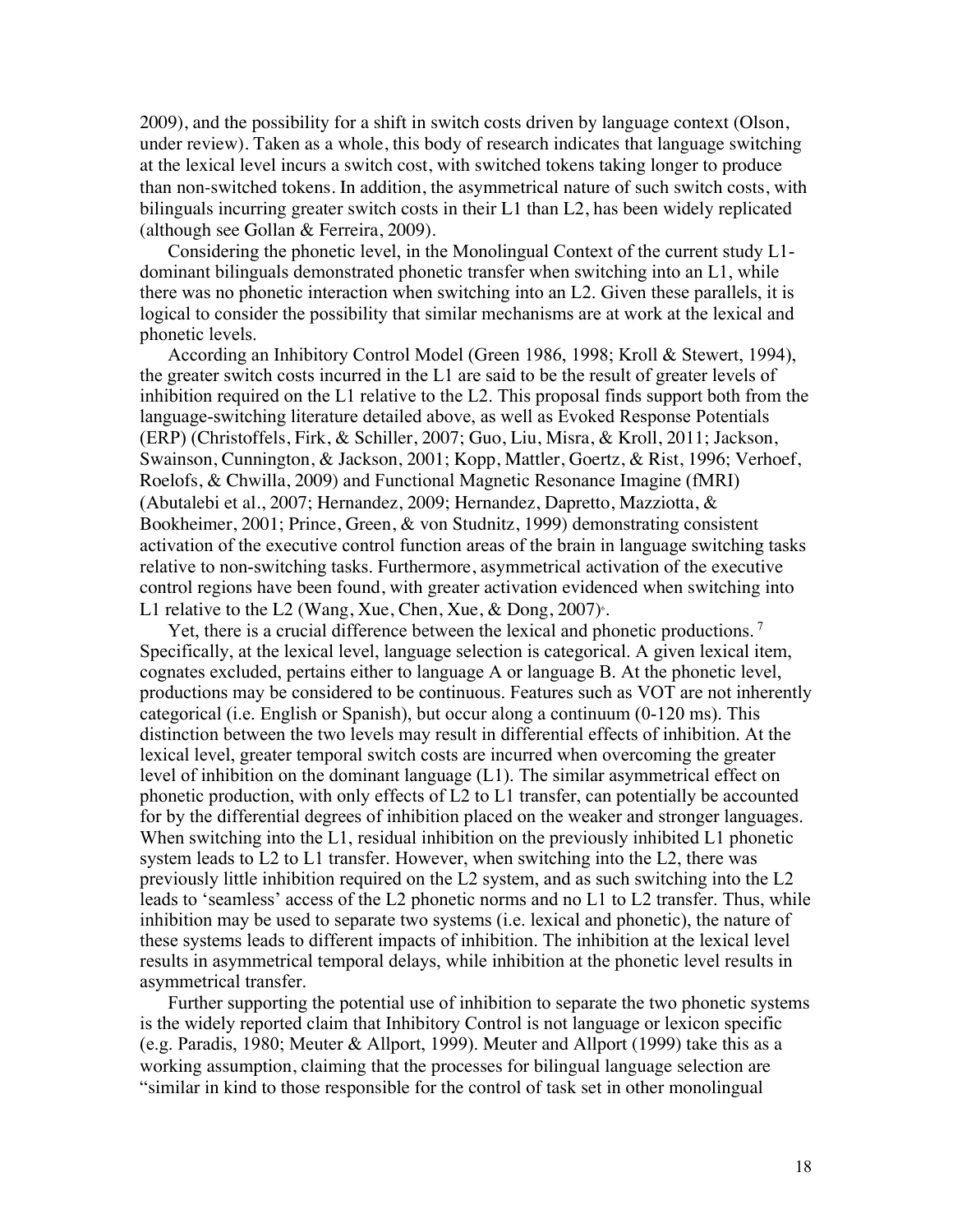2009), and the possibility for a shift in switch costs driven by language context (Olson, under review). Taken as a whole, this body of research indicates that language switching at the lexical level incurs a switch cost, with switched tokens taking longer to produce than non-switched tokens. In addition, the asymmetrical nature of such switch costs, with bilinguals incurring greater switch costs in their L1 than L2, has been widely replicated (although see Gollan & Ferreira, 2009).

Considering the phonetic level, in the Monolingual Context of the current study L1-dominant bilinguals demonstrated phonetic transfer when switching into an L1, while there was no phonetic interaction when switching into an L2. Given these parallels, it is logical to consider the possibility that similar mechanisms are at work at the lexical and phonetic levels.

According an Inhibitory Control Model (Green 1986, 1998; Kroll & Stewert, 1994), the greater switch costs incurred in the L1 are said to be the result of greater levels of inhibition required on the L1 relative to the L2. This proposal finds support both from the language-switching literature detailed above, as well as Evoked Response Potentials (ERP) (Christoffels, Firk, & Schiller, 2007; Guo, Liu, Misra, & Kroll, 2011; Jackson, Swainson, Cunnington, & Jackson, 2001; Kopp, Mattler, Goertz, & Rist, 1996; Verhoef, Roelofs, & Chwilla, 2009) and Functional Magnetic Resonance Imagine (fMRI) (Abutalebi et al., 2007; Hernandez, 2009; Hernandez, Dapretto, Mazziotta, & Bookheimer, 2001; Prince, Green, & von Studnitz, 1999) demonstrating consistent activation of the executive control function areas of the brain in language switching tasks relative to non-switching tasks. Furthermore, asymmetrical activation of the executive control regions have been found, with greater activation evidenced when switching into L1 relative to the L2 (Wang, Xue, Chen, Xue, & Dong, 2007)[6].

Yet, there is a crucial difference between the lexical and phonetic productions.[7] Specifically, at the lexical level, language selection is categorical. A given lexical item, cognates excluded, pertains either to language A or language B. At the phonetic level, productions may be considered to be continuous. Features such as VOT are not inherently categorical (i.e. English or Spanish), but occur along a continuum (0-120 ms). This distinction between the two levels may result in differential effects of inhibition. At the lexical level, greater temporal switch costs are incurred when overcoming the greater level of inhibition on the dominant language (L1). The similar asymmetrical effect on phonetic production, with only effects of L2 to L1 transfer, can potentially be accounted for by the differential degrees of inhibition placed on the weaker and stronger languages. When switching into the L1, residual inhibition on the previously inhibited L1 phonetic system leads to L2 to L1 transfer. However, when switching into the L2, there was previously little inhibition required on the L2 system, and as such switching into the L2 leads to 'seamless' access of the L2 phonetic norms and no L1 to L2 transfer. Thus, while inhibition may be used to separate two systems (i.e. lexical and phonetic), the nature of these systems leads to different impacts of inhibition. The inhibition at the lexical level results in asymmetrical temporal delays, while inhibition at the phonetic level results in asymmetrical transfer.

Further supporting the potential use of inhibition to separate the two phonetic systems is the widely reported claim that Inhibitory Control is not language or lexicon specific (e.g. Paradis, 1980; Meuter & Allport, 1999). Meuter and Allport (1999) take this as a working assumption, claiming that the processes for bilingual language selection are "similar in kind to those responsible for the control of task set in other monolingual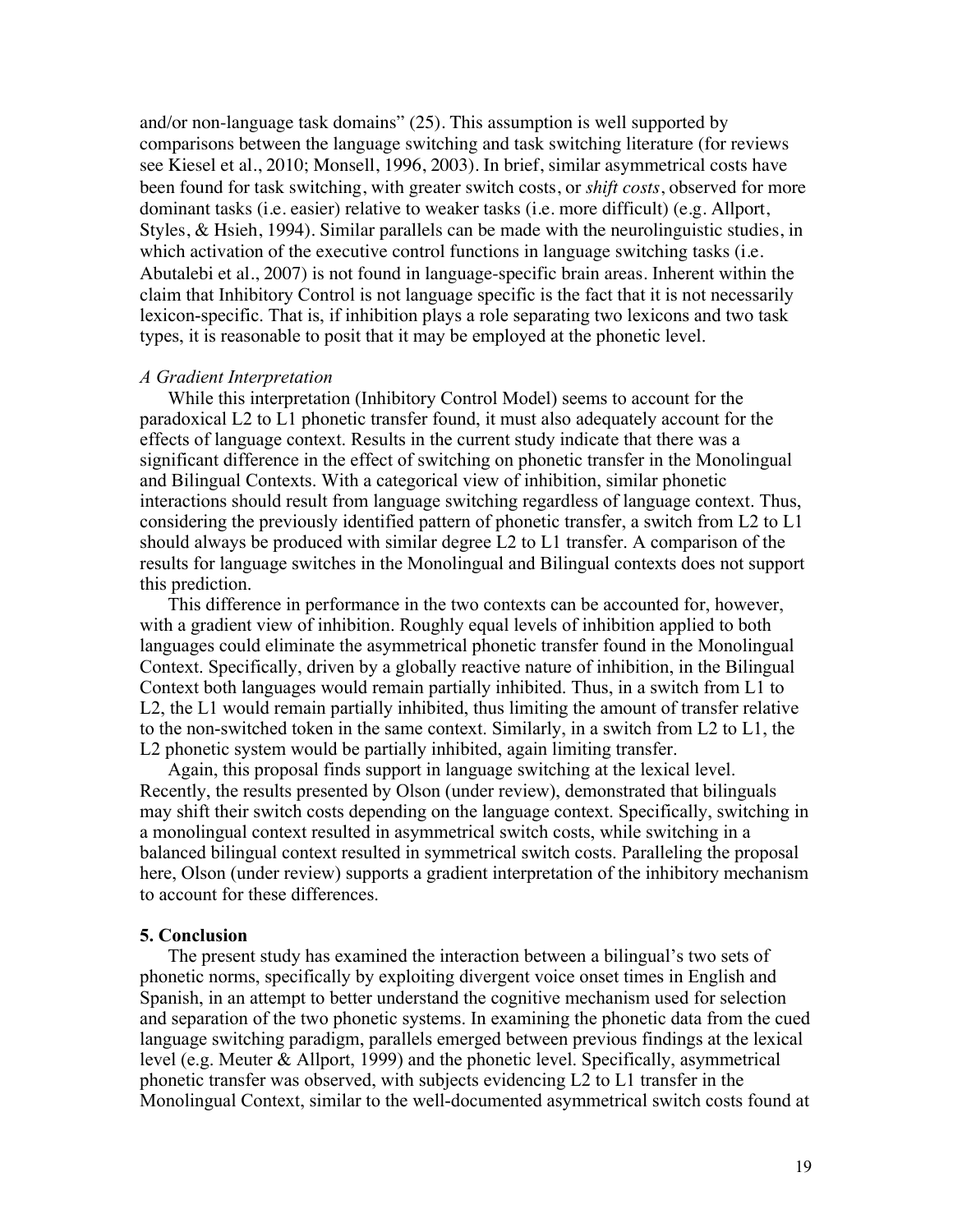and/or non-language task domains" (25). This assumption is well supported by comparisons between the language switching and task switching literature (for reviews see Kiesel et al., 2010; Monsell, 1996, 2003). In brief, similar asymmetrical costs have been found for task switching, with greater switch costs, or *shift costs*, observed for more dominant tasks (i.e. easier) relative to weaker tasks (i.e. more difficult) (e.g. Allport, Styles, & Hsieh, 1994). Similar parallels can be made with the neurolinguistic studies, in which activation of the executive control functions in language switching tasks (i.e. Abutalebi et al., 2007) is not found in language-specific brain areas. Inherent within the claim that Inhibitory Control is not language specific is the fact that it is not necessarily lexicon-specific. That is, if inhibition plays a role separating two lexicons and two task types, it is reasonable to posit that it may be employed at the phonetic level.

*A Gradient Interpretation*

While this interpretation (Inhibitory Control Model) seems to account for the paradoxical L2 to L1 phonetic transfer found, it must also adequately account for the effects of language context. Results in the current study indicate that there was a significant difference in the effect of switching on phonetic transfer in the Monolingual and Bilingual Contexts. With a categorical view of inhibition, similar phonetic interactions should result from language switching regardless of language context. Thus, considering the previously identified pattern of phonetic transfer, a switch from L2 to L1 should always be produced with similar degree L2 to L1 transfer. A comparison of the results for language switches in the Monolingual and Bilingual contexts does not support this prediction.

This difference in performance in the two contexts can be accounted for, however, with a gradient view of inhibition. Roughly equal levels of inhibition applied to both languages could eliminate the asymmetrical phonetic transfer found in the Monolingual Context. Specifically, driven by a globally reactive nature of inhibition, in the Bilingual Context both languages would remain partially inhibited. Thus, in a switch from L1 to L2, the L1 would remain partially inhibited, thus limiting the amount of transfer relative to the non-switched token in the same context. Similarly, in a switch from L2 to L1, the L2 phonetic system would be partially inhibited, again limiting transfer.

Again, this proposal finds support in language switching at the lexical level. Recently, the results presented by Olson (under review), demonstrated that bilinguals may shift their switch costs depending on the language context. Specifically, switching in a monolingual context resulted in asymmetrical switch costs, while switching in a balanced bilingual context resulted in symmetrical switch costs. Paralleling the proposal here, Olson (under review) supports a gradient interpretation of the inhibitory mechanism to account for these differences.

## 5. Conclusion

The present study has examined the interaction between a bilingual's two sets of phonetic norms, specifically by exploiting divergent voice onset times in English and Spanish, in an attempt to better understand the cognitive mechanism used for selection and separation of the two phonetic systems. In examining the phonetic data from the cued language switching paradigm, parallels emerged between previous findings at the lexical level (e.g. Meuter & Allport, 1999) and the phonetic level. Specifically, asymmetrical phonetic transfer was observed, with subjects evidencing L2 to L1 transfer in the Monolingual Context, similar to the well-documented asymmetrical switch costs found at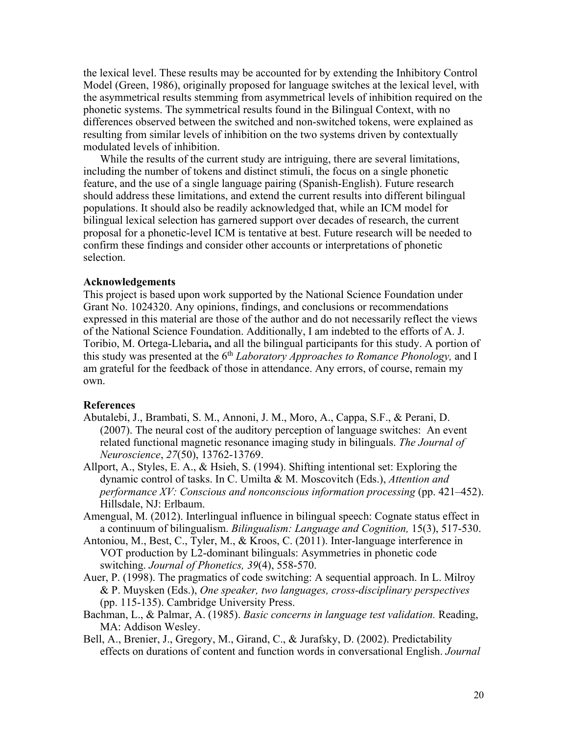the lexical level. These results may be accounted for by extending the Inhibitory Control Model (Green, 1986), originally proposed for language switches at the lexical level, with the asymmetrical results stemming from asymmetrical levels of inhibition required on the phonetic systems. The symmetrical results found in the Bilingual Context, with no differences observed between the switched and non-switched tokens, were explained as resulting from similar levels of inhibition on the two systems driven by contextually modulated levels of inhibition.

While the results of the current study are intriguing, there are several limitations, including the number of tokens and distinct stimuli, the focus on a single phonetic feature, and the use of a single language pairing (Spanish-English). Future research should address these limitations, and extend the current results into different bilingual populations. It should also be readily acknowledged that, while an ICM model for bilingual lexical selection has garnered support over decades of research, the current proposal for a phonetic-level ICM is tentative at best. Future research will be needed to confirm these findings and consider other accounts or interpretations of phonetic selection.

**Acknowledgements**

This project is based upon work supported by the National Science Foundation under Grant No. 1024320. Any opinions, findings, and conclusions or recommendations expressed in this material are those of the author and do not necessarily reflect the views of the National Science Foundation. Additionally, I am indebted to the efforts of A. J. Toribio, M. Ortega-Llebaria**,** and all the bilingual participants for this study. A portion of this study was presented at the 6th *Laboratory Approaches to Romance Phonology,* and I am grateful for the feedback of those in attendance. Any errors, of course, remain my own.

**References**

Abutalebi, J., Brambati, S. M., Annoni, J. M., Moro, A., Cappa, S.F., & Perani, D. (2007). The neural cost of the auditory perception of language switches: An event related functional magnetic resonance imaging study in bilinguals. *The Journal of Neuroscience*, *27*(50), 13762-13769.

Allport, A., Styles, E. A., & Hsieh, S. (1994). Shifting intentional set: Exploring the dynamic control of tasks. In C. Umilta & M. Moscovitch (Eds.), *Attention and performance XV: Conscious and nonconscious information processing* (pp. 421–452). Hillsdale, NJ: Erlbaum.

Amengual, M. (2012). Interlingual influence in bilingual speech: Cognate status effect in a continuum of bilingualism. *Bilingualism: Language and Cognition,* 15(3), 517-530.

Antoniou, M., Best, C., Tyler, M., & Kroos, C. (2011). Inter-language interference in VOT production by L2-dominant bilinguals: Asymmetries in phonetic code switching. *Journal of Phonetics, 39*(4), 558-570.

Auer, P. (1998). The pragmatics of code switching: A sequential approach. In L. Milroy & P. Muysken (Eds.), *One speaker, two languages, cross-disciplinary perspectives* (pp. 115-135). Cambridge University Press.

Bachman, L., & Palmar, A. (1985). *Basic concerns in language test validation.* Reading, MA: Addison Wesley.

Bell, A., Brenier, J., Gregory, M., Girand, C., & Jurafsky, D. (2002). Predictability effects on durations of content and function words in conversational English. *Journal*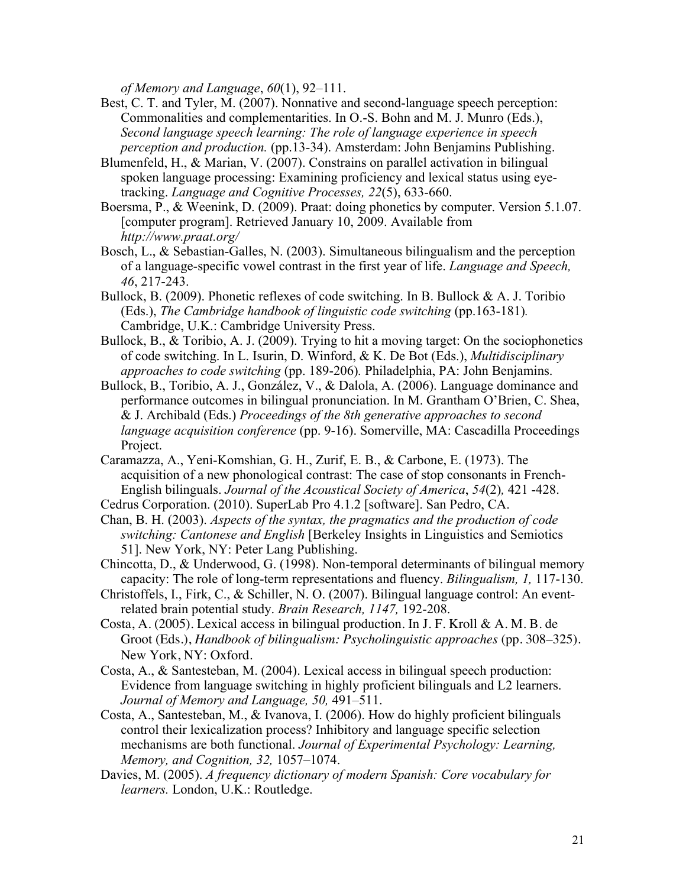*of Memory and Language*, *60*(1), 92–111.

Best, C. T. and Tyler, M. (2007). Nonnative and second-language speech perception: Commonalities and complementarities. In O.-S. Bohn and M. J. Munro (Eds.), *Second language speech learning: The role of language experience in speech perception and production.* (pp.13-34). Amsterdam: John Benjamins Publishing.

Blumenfeld, H., & Marian, V. (2007). Constrains on parallel activation in bilingual spoken language processing: Examining proficiency and lexical status using eye-tracking. *Language and Cognitive Processes, 22*(5), 633-660.

Boersma, P., & Weenink, D. (2009). Praat: doing phonetics by computer. Version 5.1.07. [computer program]. Retrieved January 10, 2009. Available from *http://www.praat.org/*

Bosch, L., & Sebastian-Galles, N. (2003). Simultaneous bilingualism and the perception of a language-specific vowel contrast in the first year of life. *Language and Speech, 46*, 217-243.

Bullock, B. (2009). Phonetic reflexes of code switching. In B. Bullock & A. J. Toribio (Eds.), *The Cambridge handbook of linguistic code switching* (pp.163-181)*.* Cambridge, U.K.: Cambridge University Press.

Bullock, B., & Toribio, A. J. (2009). Trying to hit a moving target: On the sociophonetics of code switching. In L. Isurin, D. Winford, & K. De Bot (Eds.), *Multidisciplinary approaches to code switching* (pp. 189-206)*.* Philadelphia, PA: John Benjamins.

Bullock, B., Toribio, A. J., González, V., & Dalola, A. (2006). Language dominance and performance outcomes in bilingual pronunciation. In M. Grantham O'Brien, C. Shea, & J. Archibald (Eds.) *Proceedings of the 8th generative approaches to second language acquisition conference* (pp. 9-16). Somerville, MA: Cascadilla Proceedings Project.

Caramazza, A., Yeni-Komshian, G. H., Zurif, E. B., & Carbone, E. (1973). The acquisition of a new phonological contrast: The case of stop consonants in French-English bilinguals. *Journal of the Acoustical Society of America*, *54*(2)*,* 421 -428.

Cedrus Corporation. (2010). SuperLab Pro 4.1.2 [software]. San Pedro, CA.

Chan, B. H. (2003). *Aspects of the syntax, the pragmatics and the production of code switching: Cantonese and English* [Berkeley Insights in Linguistics and Semiotics 51]. New York, NY: Peter Lang Publishing.

Chincotta, D., & Underwood, G. (1998). Non-temporal determinants of bilingual memory capacity: The role of long-term representations and fluency. *Bilingualism, 1,* 117-130.

Christoffels, I., Firk, C., & Schiller, N. O. (2007). Bilingual language control: An event-related brain potential study. *Brain Research, 1147,* 192-208.

Costa, A. (2005). Lexical access in bilingual production. In J. F. Kroll & A. M. B. de Groot (Eds.), *Handbook of bilingualism: Psycholinguistic approaches* (pp. 308–325). New York, NY: Oxford.

Costa, A., & Santesteban, M. (2004). Lexical access in bilingual speech production: Evidence from language switching in highly proficient bilinguals and L2 learners. *Journal of Memory and Language, 50,* 491–511.

Costa, A., Santesteban, M., & Ivanova, I. (2006). How do highly proficient bilinguals control their lexicalization process? Inhibitory and language specific selection mechanisms are both functional. *Journal of Experimental Psychology: Learning, Memory, and Cognition, 32,* 1057–1074.

Davies, M. (2005). *A frequency dictionary of modern Spanish: Core vocabulary for learners.* London, U.K.: Routledge.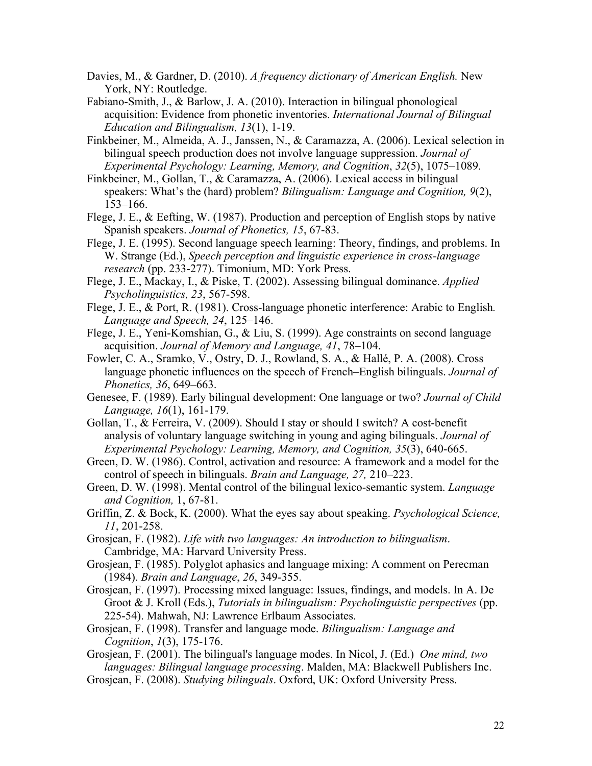Davies, M., & Gardner, D. (2010). *A frequency dictionary of American English.* New York, NY: Routledge.

Fabiano-Smith, J., & Barlow, J. A. (2010). Interaction in bilingual phonological acquisition: Evidence from phonetic inventories. *International Journal of Bilingual Education and Bilingualism, 13*(1), 1-19.

Finkbeiner, M., Almeida, A. J., Janssen, N., & Caramazza, A. (2006). Lexical selection in bilingual speech production does not involve language suppression. *Journal of Experimental Psychology: Learning, Memory, and Cognition*, *32*(5), 1075–1089.

Finkbeiner, M., Gollan, T., & Caramazza, A. (2006). Lexical access in bilingual speakers: What's the (hard) problem? *Bilingualism: Language and Cognition, 9*(2), 153–166.

Flege, J. E., & Eefting, W. (1987). Production and perception of English stops by native Spanish speakers. *Journal of Phonetics, 15*, 67-83.

Flege, J. E. (1995). Second language speech learning: Theory, findings, and problems. In W. Strange (Ed.), *Speech perception and linguistic experience in cross-language research* (pp. 233-277). Timonium, MD: York Press.

Flege, J. E., Mackay, I., & Piske, T. (2002). Assessing bilingual dominance. *Applied Psycholinguistics, 23*, 567-598.

Flege, J. E., & Port, R. (1981). Cross-language phonetic interference: Arabic to English*. Language and Speech, 24*, 125–146.

Flege, J. E., Yeni-Komshian, G., & Liu, S. (1999). Age constraints on second language acquisition. *Journal of Memory and Language, 41*, 78–104.

Fowler, C. A., Sramko, V., Ostry, D. J., Rowland, S. A., & Hallé, P. A. (2008). Cross language phonetic influences on the speech of French–English bilinguals. *Journal of Phonetics, 36*, 649–663.

Genesee, F. (1989). Early bilingual development: One language or two? *Journal of Child Language, 16*(1), 161-179.

Gollan, T., & Ferreira, V. (2009). Should I stay or should I switch? A cost-benefit analysis of voluntary language switching in young and aging bilinguals. *Journal of Experimental Psychology: Learning, Memory, and Cognition, 35*(3), 640-665.

Green, D. W. (1986). Control, activation and resource: A framework and a model for the control of speech in bilinguals. *Brain and Language, 27,* 210–223.

Green, D. W. (1998). Mental control of the bilingual lexico-semantic system. *Language and Cognition,* 1, 67-81.

Griffin, Z. & Bock, K. (2000). What the eyes say about speaking. *Psychological Science, 11*, 201-258.

Grosjean, F. (1982). *Life with two languages: An introduction to bilingualism*. Cambridge, MA: Harvard University Press.

Grosjean, F. (1985). Polyglot aphasics and language mixing: A comment on Perecman (1984). *Brain and Language*, *26*, 349-355.

Grosjean, F. (1997). Processing mixed language: Issues, findings, and models. In A. De Groot & J. Kroll (Eds.), *Tutorials in bilingualism: Psycholinguistic perspectives* (pp. 225-54). Mahwah, NJ: Lawrence Erlbaum Associates.

Grosjean, F. (1998). Transfer and language mode. *Bilingualism: Language and Cognition*, *1*(3), 175-176.

Grosjean, F. (2001). The bilingual's language modes. In Nicol, J. (Ed.) *One mind, two languages: Bilingual language processing*. Malden, MA: Blackwell Publishers Inc.

Grosjean, F. (2008). *Studying bilinguals*. Oxford, UK: Oxford University Press.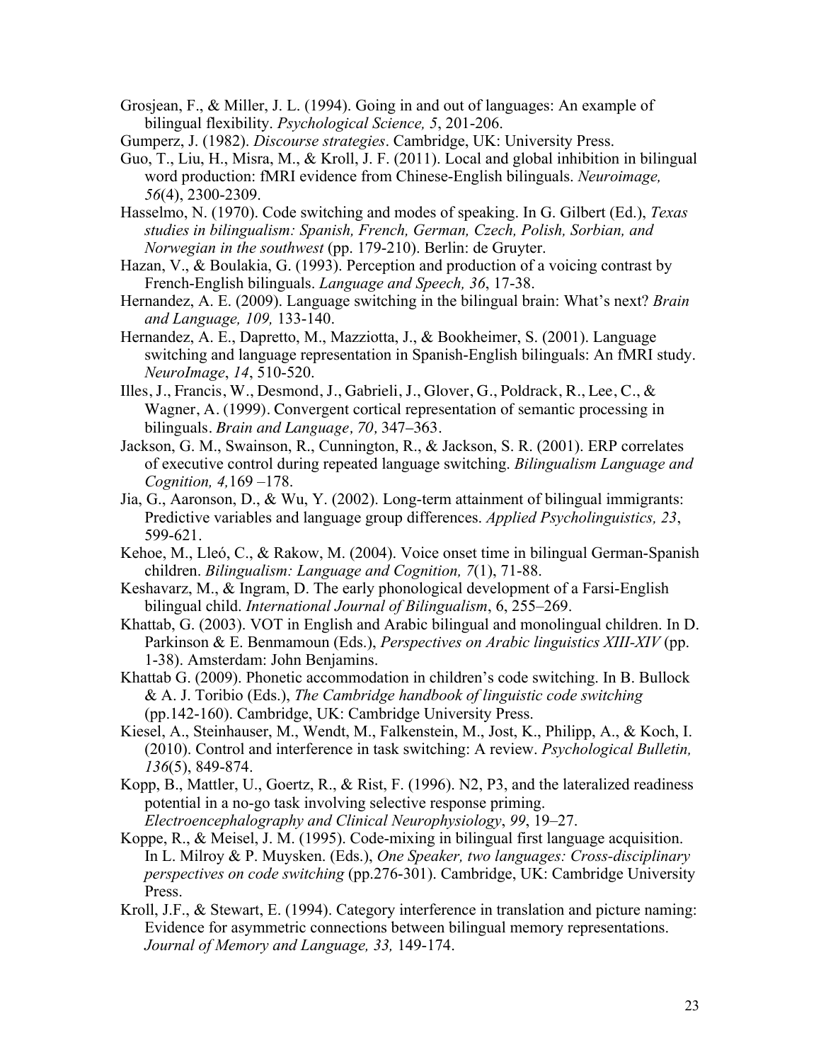Grosjean, F., & Miller, J. L. (1994). Going in and out of languages: An example of bilingual flexibility. *Psychological Science, 5*, 201-206.

Gumperz, J. (1982). *Discourse strategies*. Cambridge, UK: University Press.

Guo, T., Liu, H., Misra, M., & Kroll, J. F. (2011). Local and global inhibition in bilingual word production: fMRI evidence from Chinese-English bilinguals. *Neuroimage, 56*(4), 2300-2309.

Hasselmo, N. (1970). Code switching and modes of speaking. In G. Gilbert (Ed.), *Texas studies in bilingualism: Spanish, French, German, Czech, Polish, Sorbian, and Norwegian in the southwest* (pp. 179-210). Berlin: de Gruyter.

Hazan, V., & Boulakia, G. (1993). Perception and production of a voicing contrast by French-English bilinguals. *Language and Speech, 36*, 17-38.

Hernandez, A. E. (2009). Language switching in the bilingual brain: What's next? *Brain and Language, 109,* 133-140.

Hernandez, A. E., Dapretto, M., Mazziotta, J., & Bookheimer, S. (2001). Language switching and language representation in Spanish-English bilinguals: An fMRI study. *NeuroImage*, *14*, 510-520.

Illes, J., Francis, W., Desmond, J., Gabrieli, J., Glover, G., Poldrack, R., Lee, C., & Wagner, A. (1999). Convergent cortical representation of semantic processing in bilinguals. *Brain and Language, 70,* 347–363.

Jackson, G. M., Swainson, R., Cunnington, R., & Jackson, S. R. (2001). ERP correlates of executive control during repeated language switching. *Bilingualism Language and Cognition, 4,*169 –178.

Jia, G., Aaronson, D., & Wu, Y. (2002). Long-term attainment of bilingual immigrants: Predictive variables and language group differences. *Applied Psycholinguistics, 23*, 599-621.

Kehoe, M., Lleó, C., & Rakow, M. (2004). Voice onset time in bilingual German-Spanish children. *Bilingualism: Language and Cognition, 7*(1), 71-88.

Keshavarz, M., & Ingram, D. The early phonological development of a Farsi-English bilingual child. *International Journal of Bilingualism*, 6, 255–269.

Khattab, G. (2003). VOT in English and Arabic bilingual and monolingual children. In D. Parkinson & E. Benmamoun (Eds.), *Perspectives on Arabic linguistics XIII-XIV* (pp. 1-38). Amsterdam: John Benjamins.

Khattab G. (2009). Phonetic accommodation in children's code switching. In B. Bullock & A. J. Toribio (Eds.), *The Cambridge handbook of linguistic code switching* (pp.142-160). Cambridge, UK: Cambridge University Press.

Kiesel, A., Steinhauser, M., Wendt, M., Falkenstein, M., Jost, K., Philipp, A., & Koch, I. (2010). Control and interference in task switching: A review. *Psychological Bulletin, 136*(5), 849-874.

Kopp, B., Mattler, U., Goertz, R., & Rist, F. (1996). N2, P3, and the lateralized readiness potential in a no-go task involving selective response priming. *Electroencephalography and Clinical Neurophysiology*, *99*, 19–27.

Koppe, R., & Meisel, J. M. (1995). Code-mixing in bilingual first language acquisition. In L. Milroy & P. Muysken. (Eds.), *One Speaker, two languages: Cross-disciplinary perspectives on code switching* (pp.276-301). Cambridge, UK: Cambridge University Press.

Kroll, J.F., & Stewart, E. (1994). Category interference in translation and picture naming: Evidence for asymmetric connections between bilingual memory representations. *Journal of Memory and Language, 33,* 149-174.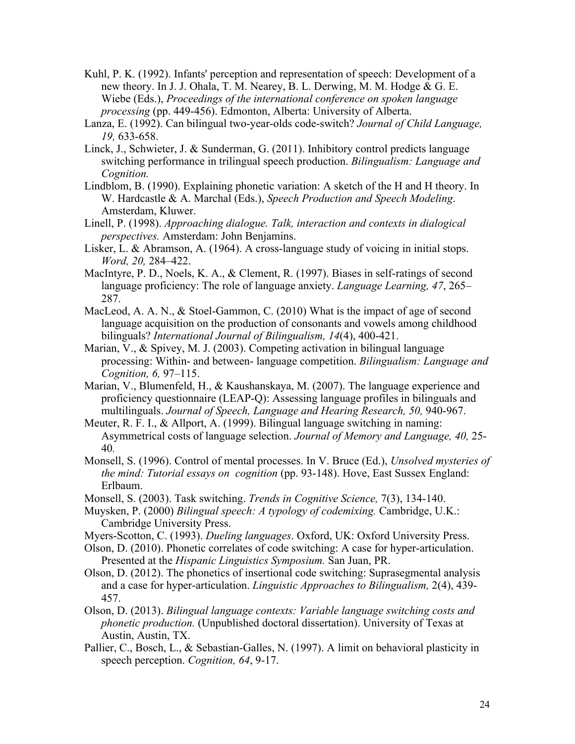Kuhl, P. K. (1992). Infants' perception and representation of speech: Development of a new theory. In J. J. Ohala, T. M. Nearey, B. L. Derwing, M. M. Hodge & G. E. Wiebe (Eds.), *Proceedings of the international conference on spoken language processing* (pp. 449-456). Edmonton, Alberta: University of Alberta.

Lanza, E. (1992). Can bilingual two-year-olds code-switch? *Journal of Child Language, 19,* 633-658.

Linck, J., Schwieter, J. & Sunderman, G. (2011). Inhibitory control predicts language switching performance in trilingual speech production. *Bilingualism: Language and Cognition.*

Lindblom, B. (1990). Explaining phonetic variation: A sketch of the H and H theory. In W. Hardcastle & A. Marchal (Eds.), *Speech Production and Speech Modeling*. Amsterdam, Kluwer.

Linell, P. (1998). *Approaching dialogue. Talk, interaction and contexts in dialogical perspectives.* Amsterdam: John Benjamins.

Lisker, L. & Abramson, A. (1964). A cross-language study of voicing in initial stops. *Word, 20,* 284–422.

MacIntyre, P. D., Noels, K. A., & Clement, R. (1997). Biases in self-ratings of second language proficiency: The role of language anxiety. *Language Learning, 47*, 265–287.

MacLeod, A. A. N., & Stoel-Gammon, C. (2010) What is the impact of age of second language acquisition on the production of consonants and vowels among childhood bilinguals? *International Journal of Bilingualism, 14*(4), 400-421.

Marian, V., & Spivey, M. J. (2003). Competing activation in bilingual language processing: Within- and between- language competition. *Bilingualism: Language and Cognition, 6,* 97–115.

Marian, V., Blumenfeld, H., & Kaushanskaya, M. (2007). The language experience and proficiency questionnaire (LEAP-Q): Assessing language profiles in bilinguals and multilinguals. *Journal of Speech, Language and Hearing Research, 50,* 940-967.

Meuter, R. F. I., & Allport, A. (1999). Bilingual language switching in naming: Asymmetrical costs of language selection. *Journal of Memory and Language, 40,* 25-40*.*

Monsell, S. (1996). Control of mental processes. In V. Bruce (Ed.), *Unsolved mysteries of the mind: Tutorial essays on cognition* (pp. 93-148). Hove, East Sussex England: Erlbaum.

Monsell, S. (2003). Task switching. *Trends in Cognitive Science,* 7(3), 134-140.

Muysken, P. (2000) *Bilingual speech: A typology of codemixing.* Cambridge, U.K.: Cambridge University Press.

Myers-Scotton, C. (1993). *Dueling languages*. Oxford, UK: Oxford University Press.

Olson, D. (2010). Phonetic correlates of code switching: A case for hyper-articulation. Presented at the *Hispanic Linguistics Symposium.* San Juan, PR.

Olson, D. (2012). The phonetics of insertional code switching: Suprasegmental analysis and a case for hyper-articulation. *Linguistic Approaches to Bilingualism,* 2(4), 439-457.

Olson, D. (2013). *Bilingual language contexts: Variable language switching costs and phonetic production.* (Unpublished doctoral dissertation). University of Texas at Austin, Austin, TX.

Pallier, C., Bosch, L., & Sebastian-Galles, N. (1997). A limit on behavioral plasticity in speech perception. *Cognition, 64*, 9-17.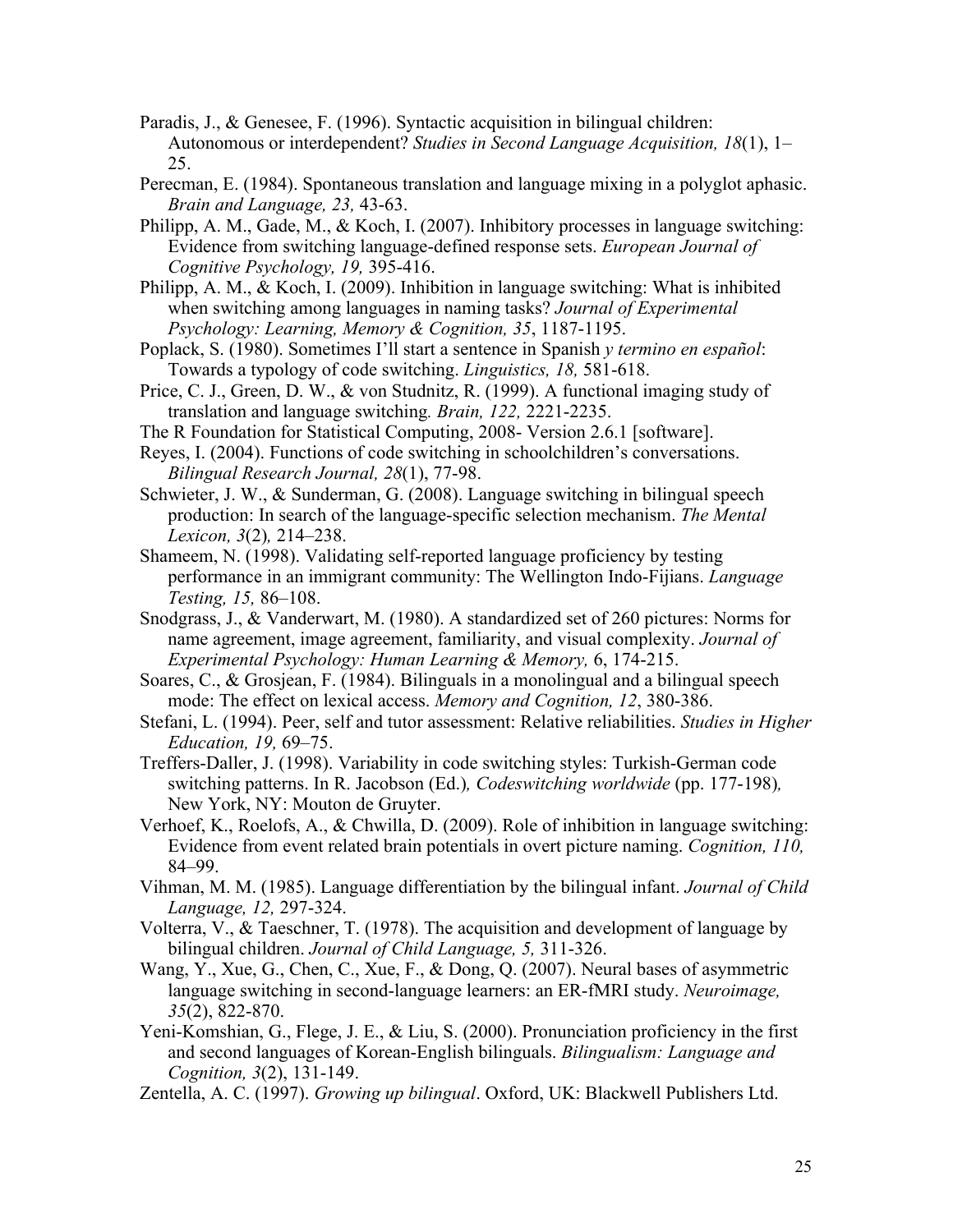Paradis, J., & Genesee, F. (1996). Syntactic acquisition in bilingual children: Autonomous or interdependent? *Studies in Second Language Acquisition, 18*(1), 1–25.

Perecman, E. (1984). Spontaneous translation and language mixing in a polyglot aphasic. *Brain and Language, 23,* 43-63.

Philipp, A. M., Gade, M., & Koch, I. (2007). Inhibitory processes in language switching: Evidence from switching language-defined response sets. *European Journal of Cognitive Psychology, 19,* 395-416.

Philipp, A. M., & Koch, I. (2009). Inhibition in language switching: What is inhibited when switching among languages in naming tasks? *Journal of Experimental Psychology: Learning, Memory & Cognition, 35*, 1187-1195.

Poplack, S. (1980). Sometimes I'll start a sentence in Spanish *y termino en español*: Towards a typology of code switching. *Linguistics, 18,* 581-618.

Price, C. J., Green, D. W., & von Studnitz, R. (1999). A functional imaging study of translation and language switching*. Brain, 122,* 2221-2235.

The R Foundation for Statistical Computing, 2008- Version 2.6.1 [software].

Reyes, I. (2004). Functions of code switching in schoolchildren's conversations. *Bilingual Research Journal, 28*(1), 77-98.

Schwieter, J. W., & Sunderman, G. (2008). Language switching in bilingual speech production: In search of the language-specific selection mechanism. *The Mental Lexicon, 3*(2)*,* 214–238.

Shameem, N. (1998). Validating self-reported language proficiency by testing performance in an immigrant community: The Wellington Indo-Fijians. *Language Testing, 15,* 86–108.

Snodgrass, J., & Vanderwart, M. (1980). A standardized set of 260 pictures: Norms for name agreement, image agreement, familiarity, and visual complexity. *Journal of Experimental Psychology: Human Learning & Memory,* 6, 174-215.

Soares, C., & Grosjean, F. (1984). Bilinguals in a monolingual and a bilingual speech mode: The effect on lexical access. *Memory and Cognition, 12*, 380-386.

Stefani, L. (1994). Peer, self and tutor assessment: Relative reliabilities. *Studies in Higher Education, 19,* 69–75.

Treffers-Daller, J. (1998). Variability in code switching styles: Turkish-German code switching patterns. In R. Jacobson (Ed.)*, Codeswitching worldwide* (pp. 177-198)*,* New York, NY: Mouton de Gruyter.

Verhoef, K., Roelofs, A., & Chwilla, D. (2009). Role of inhibition in language switching: Evidence from event related brain potentials in overt picture naming. *Cognition, 110,* 84–99.

Vihman, M. M. (1985). Language differentiation by the bilingual infant. *Journal of Child Language, 12,* 297-324.

Volterra, V., & Taeschner, T. (1978). The acquisition and development of language by bilingual children. *Journal of Child Language, 5,* 311-326.

Wang, Y., Xue, G., Chen, C., Xue, F., & Dong, Q. (2007). Neural bases of asymmetric language switching in second-language learners: an ER-fMRI study. *Neuroimage, 35*(2), 822-870.

Yeni-Komshian, G., Flege, J. E., & Liu, S. (2000). Pronunciation proficiency in the first and second languages of Korean-English bilinguals. *Bilingualism: Language and Cognition, 3*(2), 131-149.

Zentella, A. C. (1997). *Growing up bilingual*. Oxford, UK: Blackwell Publishers Ltd.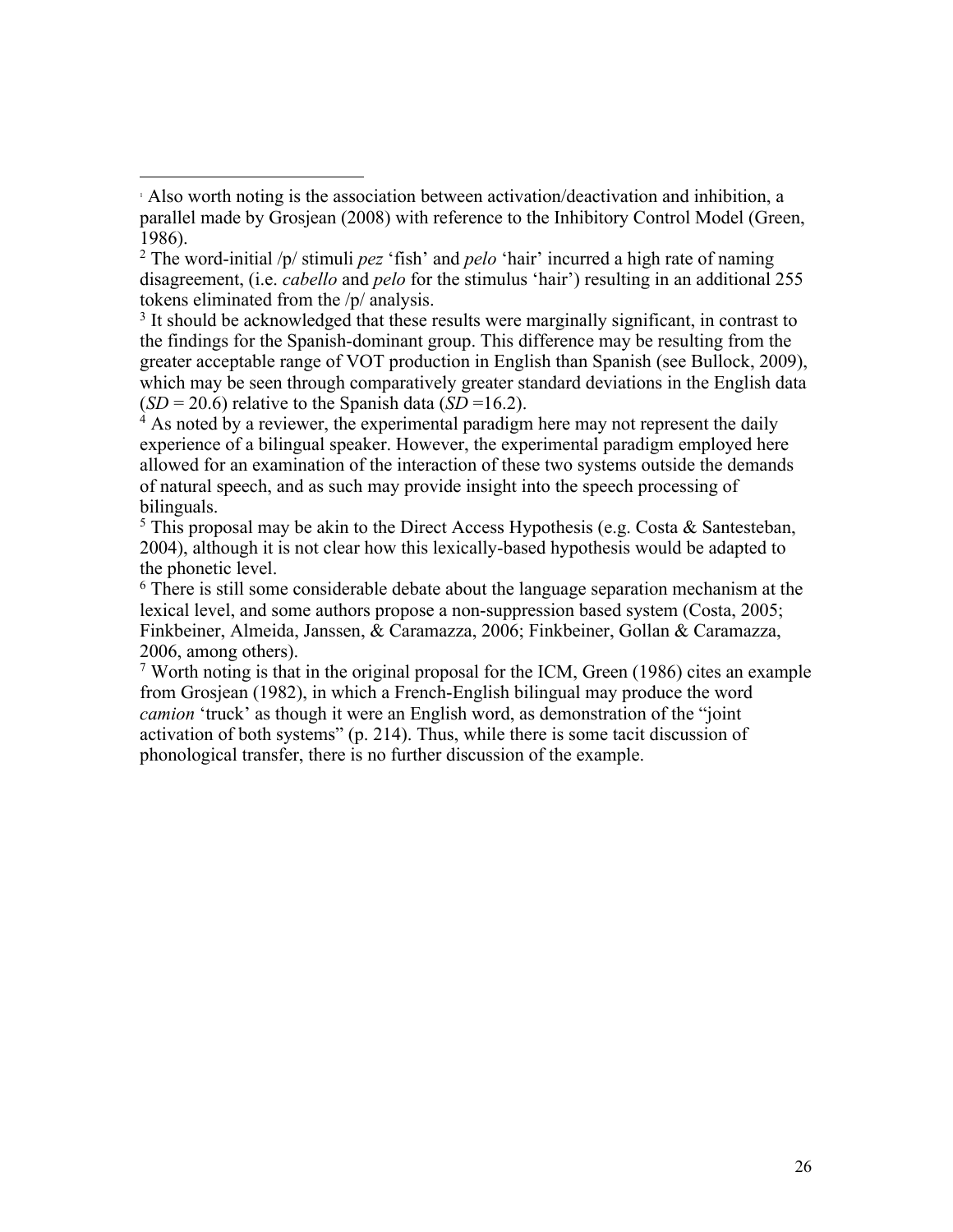[1] Also worth noting is the association between activation/deactivation and inhibition, a parallel made by Grosjean (2008) with reference to the Inhibitory Control Model (Green, 1986).

[2] The word-initial /p/ stimuli *pez* 'fish' and *pelo* 'hair' incurred a high rate of naming disagreement, (i.e. *cabello* and *pelo* for the stimulus 'hair') resulting in an additional 255 tokens eliminated from the /p/ analysis.

[3] It should be acknowledged that these results were marginally significant, in contrast to the findings for the Spanish-dominant group. This difference may be resulting from the greater acceptable range of VOT production in English than Spanish (see Bullock, 2009), which may be seen through comparatively greater standard deviations in the English data ($SD$ = 20.6) relative to the Spanish data ($SD$ =16.2).

[4] As noted by a reviewer, the experimental paradigm here may not represent the daily experience of a bilingual speaker. However, the experimental paradigm employed here allowed for an examination of the interaction of these two systems outside the demands of natural speech, and as such may provide insight into the speech processing of bilinguals.

[5] This proposal may be akin to the Direct Access Hypothesis (e.g. Costa & Santesteban, 2004), although it is not clear how this lexically-based hypothesis would be adapted to the phonetic level.

[6] There is still some considerable debate about the language separation mechanism at the lexical level, and some authors propose a non-suppression based system (Costa, 2005; Finkbeiner, Almeida, Janssen, & Caramazza, 2006; Finkbeiner, Gollan & Caramazza, 2006, among others).

[7] Worth noting is that in the original proposal for the ICM, Green (1986) cites an example from Grosjean (1982), in which a French-English bilingual may produce the word *camion* 'truck' as though it were an English word, as demonstration of the "joint activation of both systems" (p. 214). Thus, while there is some tacit discussion of phonological transfer, there is no further discussion of the example.